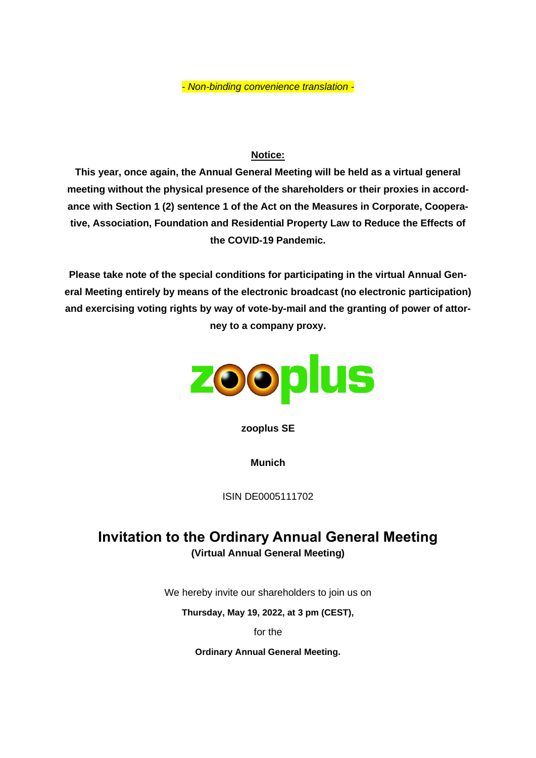*- Non-binding convenience translation -*

**Notice:**

**This year, once again, the Annual General Meeting will be held as a virtual general meeting without the physical presence of the shareholders or their proxies in accordance with Section 1 (2) sentence 1 of the Act on the Measures in Corporate, Cooperative, Association, Foundation and Residential Property Law to Reduce the Effects of the COVID-19 Pandemic.**

**Please take note of the special conditions for participating in the virtual Annual General Meeting entirely by means of the electronic broadcast (no electronic participation) and exercising voting rights by way of vote-by-mail and the granting of power of attorney to a company proxy.**

zooplus

**zooplus SE**

**Munich**

ISIN DE0005111702

# Invitation to the Ordinary Annual General Meeting

**(Virtual Annual General Meeting)**

We hereby invite our shareholders to join us on

**Thursday, May 19, 2022, at 3 pm (CEST),**

for the

**Ordinary Annual General Meeting.**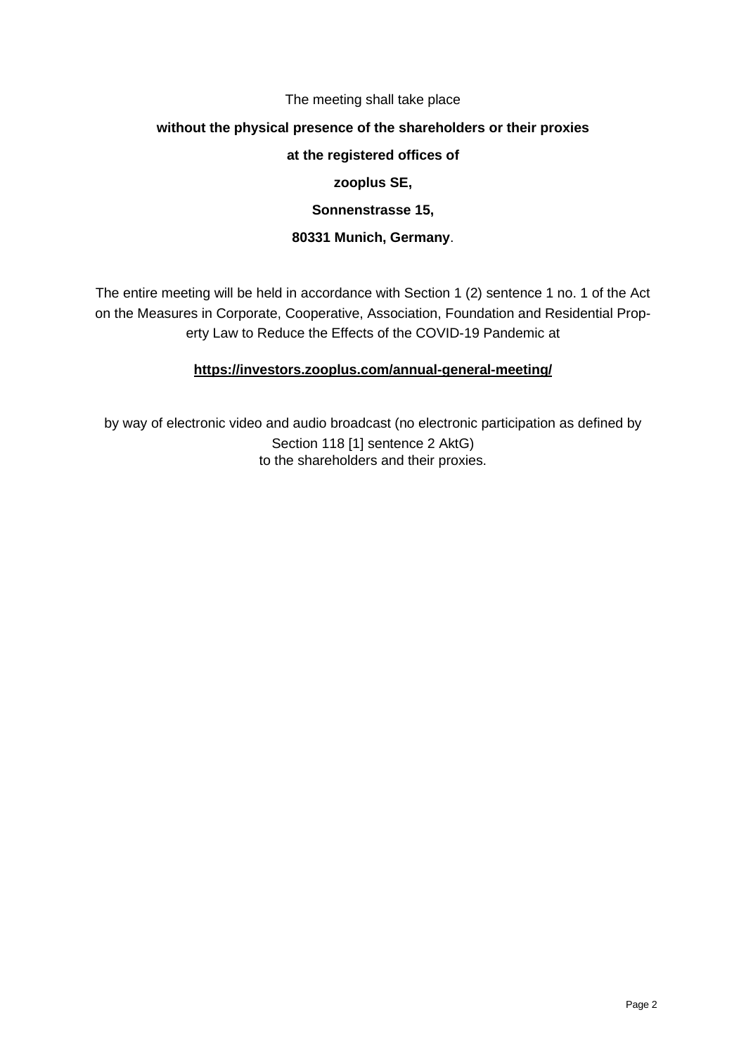The meeting shall take place

**without the physical presence of the shareholders or their proxies**

**at the registered offices of**

**zooplus SE,**

**Sonnenstrasse 15,**

**80331 Munich, Germany**.

The entire meeting will be held in accordance with Section 1 (2) sentence 1 no. 1 of the Act on the Measures in Corporate, Cooperative, Association, Foundation and Residential Property Law to Reduce the Effects of the COVID-19 Pandemic at

**https://investors.zooplus.com/annual-general-meeting/**

by way of electronic video and audio broadcast (no electronic participation as defined by Section 118 [1] sentence 2 AktG) to the shareholders and their proxies.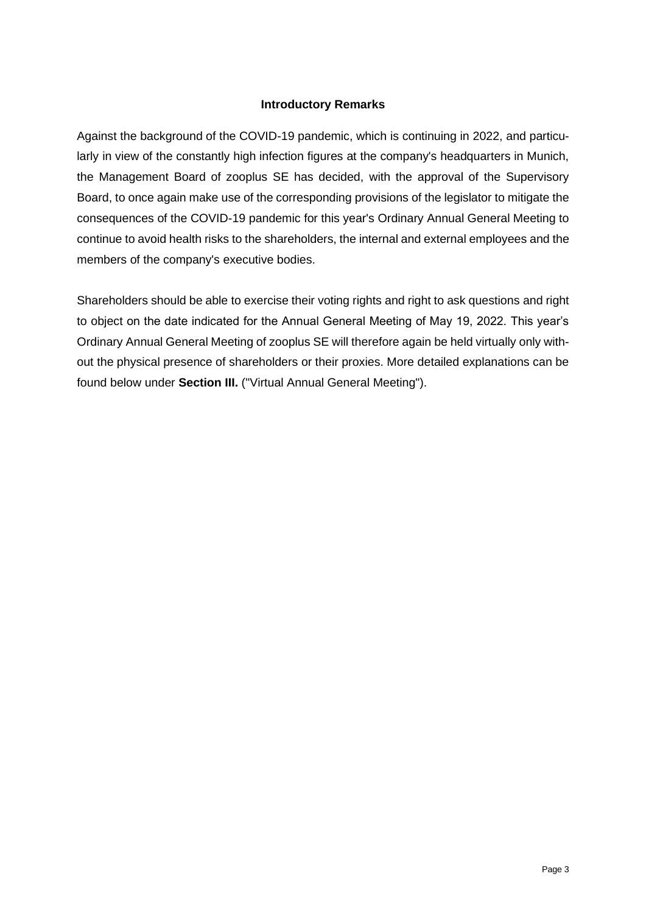## Introductory Remarks

Against the background of the COVID-19 pandemic, which is continuing in 2022, and particularly in view of the constantly high infection figures at the company's headquarters in Munich, the Management Board of zooplus SE has decided, with the approval of the Supervisory Board, to once again make use of the corresponding provisions of the legislator to mitigate the consequences of the COVID-19 pandemic for this year's Ordinary Annual General Meeting to continue to avoid health risks to the shareholders, the internal and external employees and the members of the company's executive bodies.

Shareholders should be able to exercise their voting rights and right to ask questions and right to object on the date indicated for the Annual General Meeting of May 19, 2022. This year's Ordinary Annual General Meeting of zooplus SE will therefore again be held virtually only without the physical presence of shareholders or their proxies. More detailed explanations can be found below under **Section III.** ("Virtual Annual General Meeting").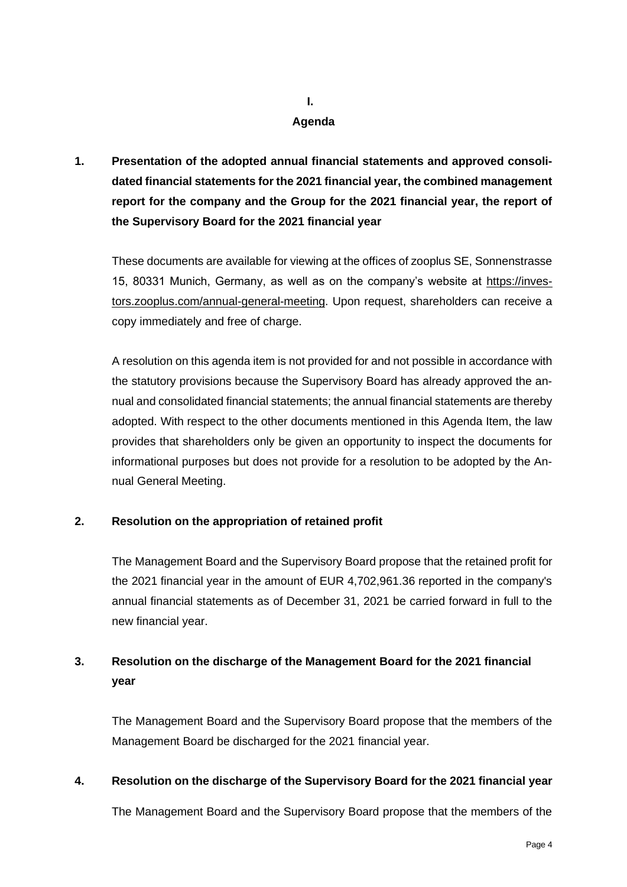# I.
# Agenda

## 1. Presentation of the adopted annual financial statements and approved consolidated financial statements for the 2021 financial year, the combined management report for the company and the Group for the 2021 financial year, the report of the Supervisory Board for the 2021 financial year

These documents are available for viewing at the offices of zooplus SE, Sonnenstrasse 15, 80331 Munich, Germany, as well as on the company's website at https://investors.zooplus.com/annual-general-meeting. Upon request, shareholders can receive a copy immediately and free of charge.

A resolution on this agenda item is not provided for and not possible in accordance with the statutory provisions because the Supervisory Board has already approved the annual and consolidated financial statements; the annual financial statements are thereby adopted. With respect to the other documents mentioned in this Agenda Item, the law provides that shareholders only be given an opportunity to inspect the documents for informational purposes but does not provide for a resolution to be adopted by the Annual General Meeting.

## 2. Resolution on the appropriation of retained profit

The Management Board and the Supervisory Board propose that the retained profit for the 2021 financial year in the amount of EUR 4,702,961.36 reported in the company's annual financial statements as of December 31, 2021 be carried forward in full to the new financial year.

## 3. Resolution on the discharge of the Management Board for the 2021 financial year

The Management Board and the Supervisory Board propose that the members of the Management Board be discharged for the 2021 financial year.

## 4. Resolution on the discharge of the Supervisory Board for the 2021 financial year

The Management Board and the Supervisory Board propose that the members of the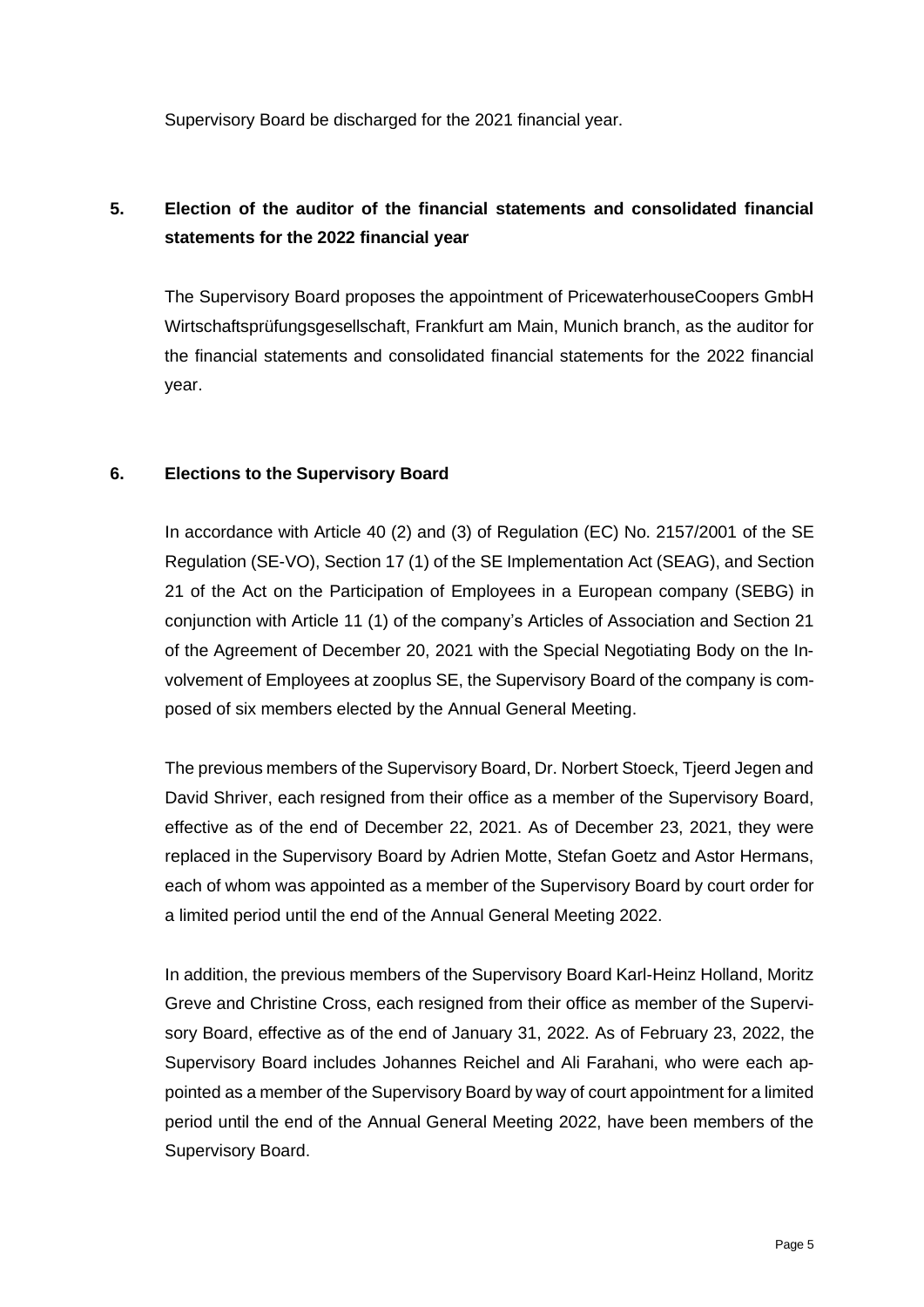Supervisory Board be discharged for the 2021 financial year.

## 5. Election of the auditor of the financial statements and consolidated financial statements for the 2022 financial year

The Supervisory Board proposes the appointment of PricewaterhouseCoopers GmbH Wirtschaftsprüfungsgesellschaft, Frankfurt am Main, Munich branch, as the auditor for the financial statements and consolidated financial statements for the 2022 financial year.

## 6. Elections to the Supervisory Board

In accordance with Article 40 (2) and (3) of Regulation (EC) No. 2157/2001 of the SE Regulation (SE-VO), Section 17 (1) of the SE Implementation Act (SEAG), and Section 21 of the Act on the Participation of Employees in a European company (SEBG) in conjunction with Article 11 (1) of the company's Articles of Association and Section 21 of the Agreement of December 20, 2021 with the Special Negotiating Body on the Involvement of Employees at zooplus SE, the Supervisory Board of the company is composed of six members elected by the Annual General Meeting.

The previous members of the Supervisory Board, Dr. Norbert Stoeck, Tjeerd Jegen and David Shriver, each resigned from their office as a member of the Supervisory Board, effective as of the end of December 22, 2021. As of December 23, 2021, they were replaced in the Supervisory Board by Adrien Motte, Stefan Goetz and Astor Hermans, each of whom was appointed as a member of the Supervisory Board by court order for a limited period until the end of the Annual General Meeting 2022.

In addition, the previous members of the Supervisory Board Karl-Heinz Holland, Moritz Greve and Christine Cross, each resigned from their office as member of the Supervisory Board, effective as of the end of January 31, 2022. As of February 23, 2022, the Supervisory Board includes Johannes Reichel and Ali Farahani, who were each appointed as a member of the Supervisory Board by way of court appointment for a limited period until the end of the Annual General Meeting 2022, have been members of the Supervisory Board.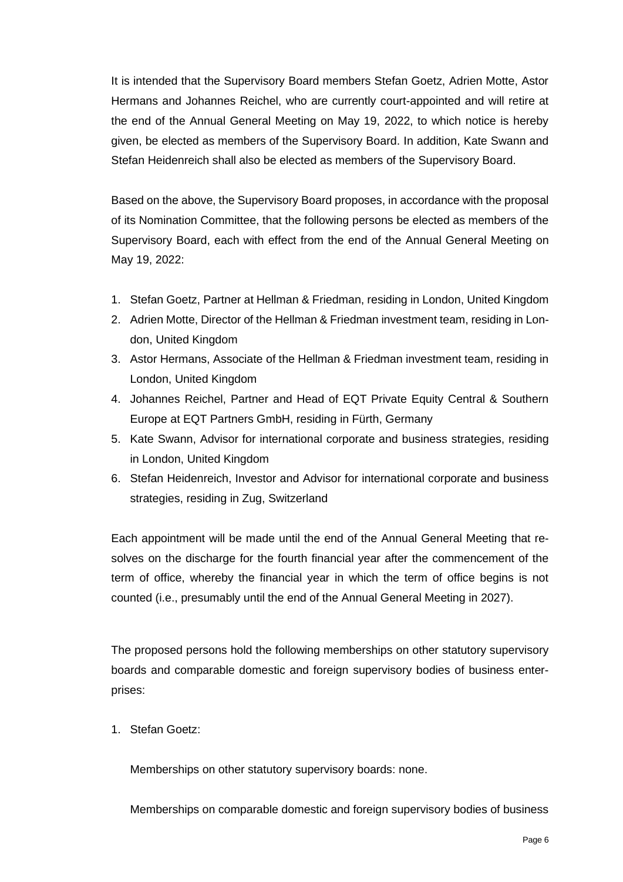It is intended that the Supervisory Board members Stefan Goetz, Adrien Motte, Astor Hermans and Johannes Reichel, who are currently court-appointed and will retire at the end of the Annual General Meeting on May 19, 2022, to which notice is hereby given, be elected as members of the Supervisory Board. In addition, Kate Swann and Stefan Heidenreich shall also be elected as members of the Supervisory Board.

Based on the above, the Supervisory Board proposes, in accordance with the proposal of its Nomination Committee, that the following persons be elected as members of the Supervisory Board, each with effect from the end of the Annual General Meeting on May 19, 2022:

1. Stefan Goetz, Partner at Hellman & Friedman, residing in London, United Kingdom
2. Adrien Motte, Director of the Hellman & Friedman investment team, residing in London, United Kingdom
3. Astor Hermans, Associate of the Hellman & Friedman investment team, residing in London, United Kingdom
4. Johannes Reichel, Partner and Head of EQT Private Equity Central & Southern Europe at EQT Partners GmbH, residing in Fürth, Germany
5. Kate Swann, Advisor for international corporate and business strategies, residing in London, United Kingdom
6. Stefan Heidenreich, Investor and Advisor for international corporate and business strategies, residing in Zug, Switzerland

Each appointment will be made until the end of the Annual General Meeting that resolves on the discharge for the fourth financial year after the commencement of the term of office, whereby the financial year in which the term of office begins is not counted (i.e., presumably until the end of the Annual General Meeting in 2027).

The proposed persons hold the following memberships on other statutory supervisory boards and comparable domestic and foreign supervisory bodies of business enterprises:

1. Stefan Goetz:

   Memberships on other statutory supervisory boards: none.

   Memberships on comparable domestic and foreign supervisory bodies of business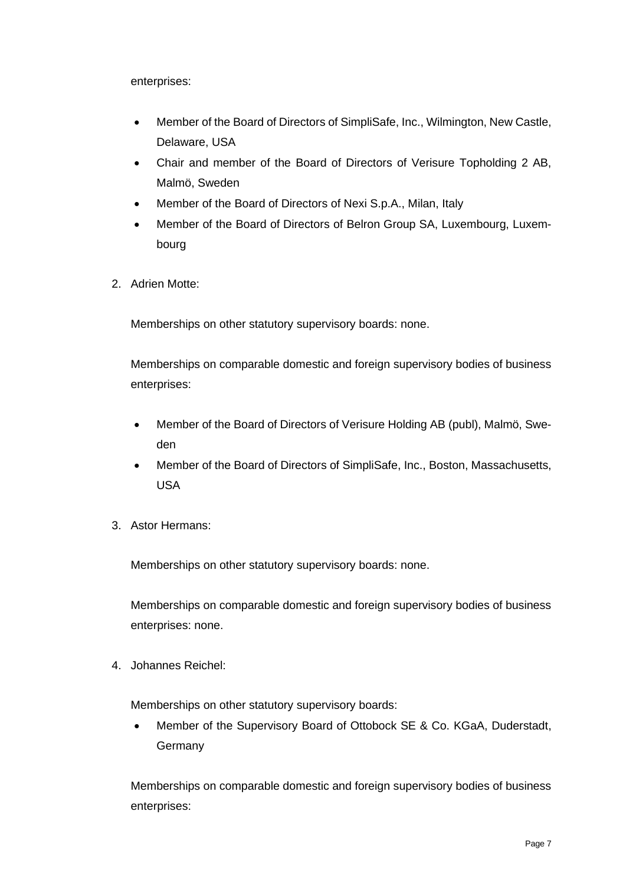enterprises:

- Member of the Board of Directors of SimpliSafe, Inc., Wilmington, New Castle, Delaware, USA
- Chair and member of the Board of Directors of Verisure Topholding 2 AB, Malmö, Sweden
- Member of the Board of Directors of Nexi S.p.A., Milan, Italy
- Member of the Board of Directors of Belron Group SA, Luxembourg, Luxembourg

2. Adrien Motte:

   Memberships on other statutory supervisory boards: none.

   Memberships on comparable domestic and foreign supervisory bodies of business enterprises:

   - Member of the Board of Directors of Verisure Holding AB (publ), Malmö, Sweden
   - Member of the Board of Directors of SimpliSafe, Inc., Boston, Massachusetts, USA

3. Astor Hermans:

   Memberships on other statutory supervisory boards: none.

   Memberships on comparable domestic and foreign supervisory bodies of business enterprises: none.

4. Johannes Reichel:

   Memberships on other statutory supervisory boards:

   - Member of the Supervisory Board of Ottobock SE & Co. KGaA, Duderstadt, Germany

   Memberships on comparable domestic and foreign supervisory bodies of business enterprises: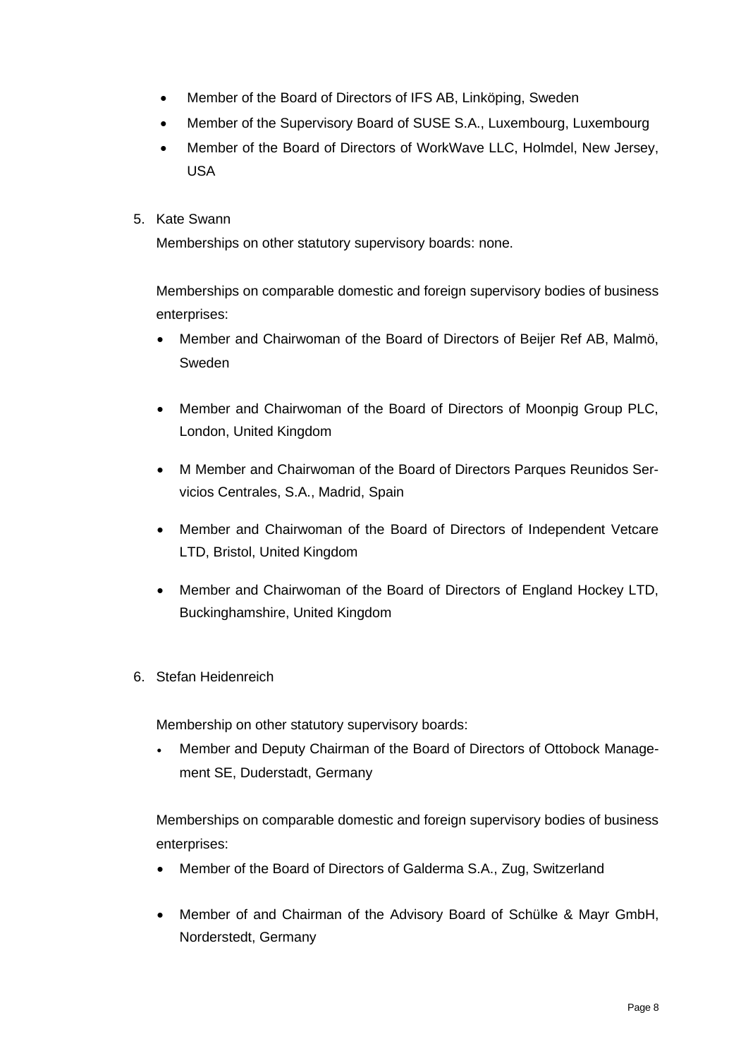- Member of the Board of Directors of IFS AB, Linköping, Sweden
- Member of the Supervisory Board of SUSE S.A., Luxembourg, Luxembourg
- Member of the Board of Directors of WorkWave LLC, Holmdel, New Jersey, USA

5. Kate Swann

   Memberships on other statutory supervisory boards: none.

   Memberships on comparable domestic and foreign supervisory bodies of business enterprises:

   - Member and Chairwoman of the Board of Directors of Beijer Ref AB, Malmö, Sweden
   - Member and Chairwoman of the Board of Directors of Moonpig Group PLC, London, United Kingdom
   - M Member and Chairwoman of the Board of Directors Parques Reunidos Servicios Centrales, S.A., Madrid, Spain
   - Member and Chairwoman of the Board of Directors of Independent Vetcare LTD, Bristol, United Kingdom
   - Member and Chairwoman of the Board of Directors of England Hockey LTD, Buckinghamshire, United Kingdom

6. Stefan Heidenreich

   Membership on other statutory supervisory boards:

   - Member and Deputy Chairman of the Board of Directors of Ottobock Management SE, Duderstadt, Germany

   Memberships on comparable domestic and foreign supervisory bodies of business enterprises:

   - Member of the Board of Directors of Galderma S.A., Zug, Switzerland
   - Member of and Chairman of the Advisory Board of Schülke & Mayr GmbH, Norderstedt, Germany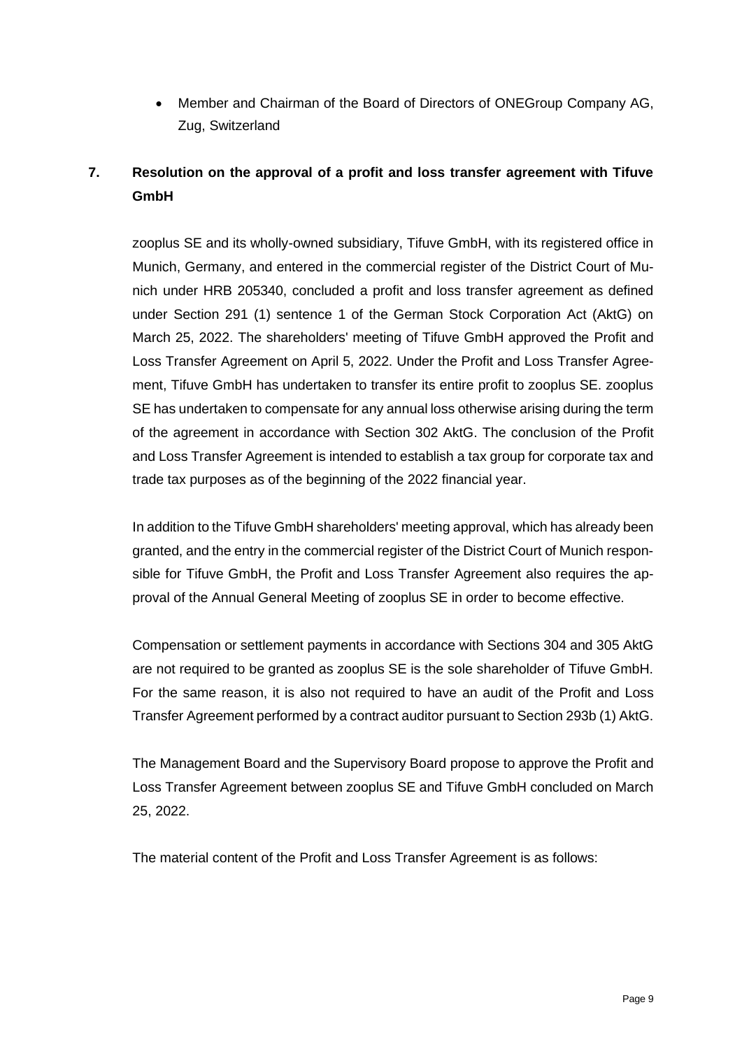- Member and Chairman of the Board of Directors of ONEGroup Company AG, Zug, Switzerland

## 7. Resolution on the approval of a profit and loss transfer agreement with Tifuve GmbH

zooplus SE and its wholly-owned subsidiary, Tifuve GmbH, with its registered office in Munich, Germany, and entered in the commercial register of the District Court of Munich under HRB 205340, concluded a profit and loss transfer agreement as defined under Section 291 (1) sentence 1 of the German Stock Corporation Act (AktG) on March 25, 2022. The shareholders' meeting of Tifuve GmbH approved the Profit and Loss Transfer Agreement on April 5, 2022. Under the Profit and Loss Transfer Agreement, Tifuve GmbH has undertaken to transfer its entire profit to zooplus SE. zooplus SE has undertaken to compensate for any annual loss otherwise arising during the term of the agreement in accordance with Section 302 AktG. The conclusion of the Profit and Loss Transfer Agreement is intended to establish a tax group for corporate tax and trade tax purposes as of the beginning of the 2022 financial year.

In addition to the Tifuve GmbH shareholders' meeting approval, which has already been granted, and the entry in the commercial register of the District Court of Munich responsible for Tifuve GmbH, the Profit and Loss Transfer Agreement also requires the approval of the Annual General Meeting of zooplus SE in order to become effective.

Compensation or settlement payments in accordance with Sections 304 and 305 AktG are not required to be granted as zooplus SE is the sole shareholder of Tifuve GmbH. For the same reason, it is also not required to have an audit of the Profit and Loss Transfer Agreement performed by a contract auditor pursuant to Section 293b (1) AktG.

The Management Board and the Supervisory Board propose to approve the Profit and Loss Transfer Agreement between zooplus SE and Tifuve GmbH concluded on March 25, 2022.

The material content of the Profit and Loss Transfer Agreement is as follows: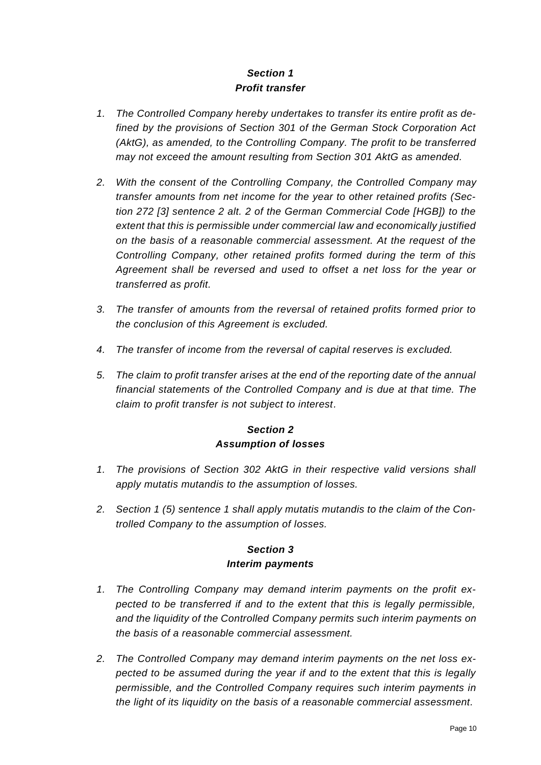### *Section 1*
### *Profit transfer*

1. *The Controlled Company hereby undertakes to transfer its entire profit as defined by the provisions of Section 301 of the German Stock Corporation Act (AktG), as amended, to the Controlling Company. The profit to be transferred may not exceed the amount resulting from Section 301 AktG as amended.*

2. *With the consent of the Controlling Company, the Controlled Company may transfer amounts from net income for the year to other retained profits (Section 272 [3] sentence 2 alt. 2 of the German Commercial Code [HGB]) to the extent that this is permissible under commercial law and economically justified on the basis of a reasonable commercial assessment. At the request of the Controlling Company, other retained profits formed during the term of this Agreement shall be reversed and used to offset a net loss for the year or transferred as profit.*

3. *The transfer of amounts from the reversal of retained profits formed prior to the conclusion of this Agreement is excluded.*

4. *The transfer of income from the reversal of capital reserves is excluded.*

5. *The claim to profit transfer arises at the end of the reporting date of the annual financial statements of the Controlled Company and is due at that time. The claim to profit transfer is not subject to interest.*

### *Section 2*
### *Assumption of losses*

1. *The provisions of Section 302 AktG in their respective valid versions shall apply mutatis mutandis to the assumption of losses.*

2. *Section 1 (5) sentence 1 shall apply mutatis mutandis to the claim of the Controlled Company to the assumption of losses.*

### *Section 3*
### *Interim payments*

1. *The Controlling Company may demand interim payments on the profit expected to be transferred if and to the extent that this is legally permissible, and the liquidity of the Controlled Company permits such interim payments on the basis of a reasonable commercial assessment.*

2. *The Controlled Company may demand interim payments on the net loss expected to be assumed during the year if and to the extent that this is legally permissible, and the Controlled Company requires such interim payments in the light of its liquidity on the basis of a reasonable commercial assessment.*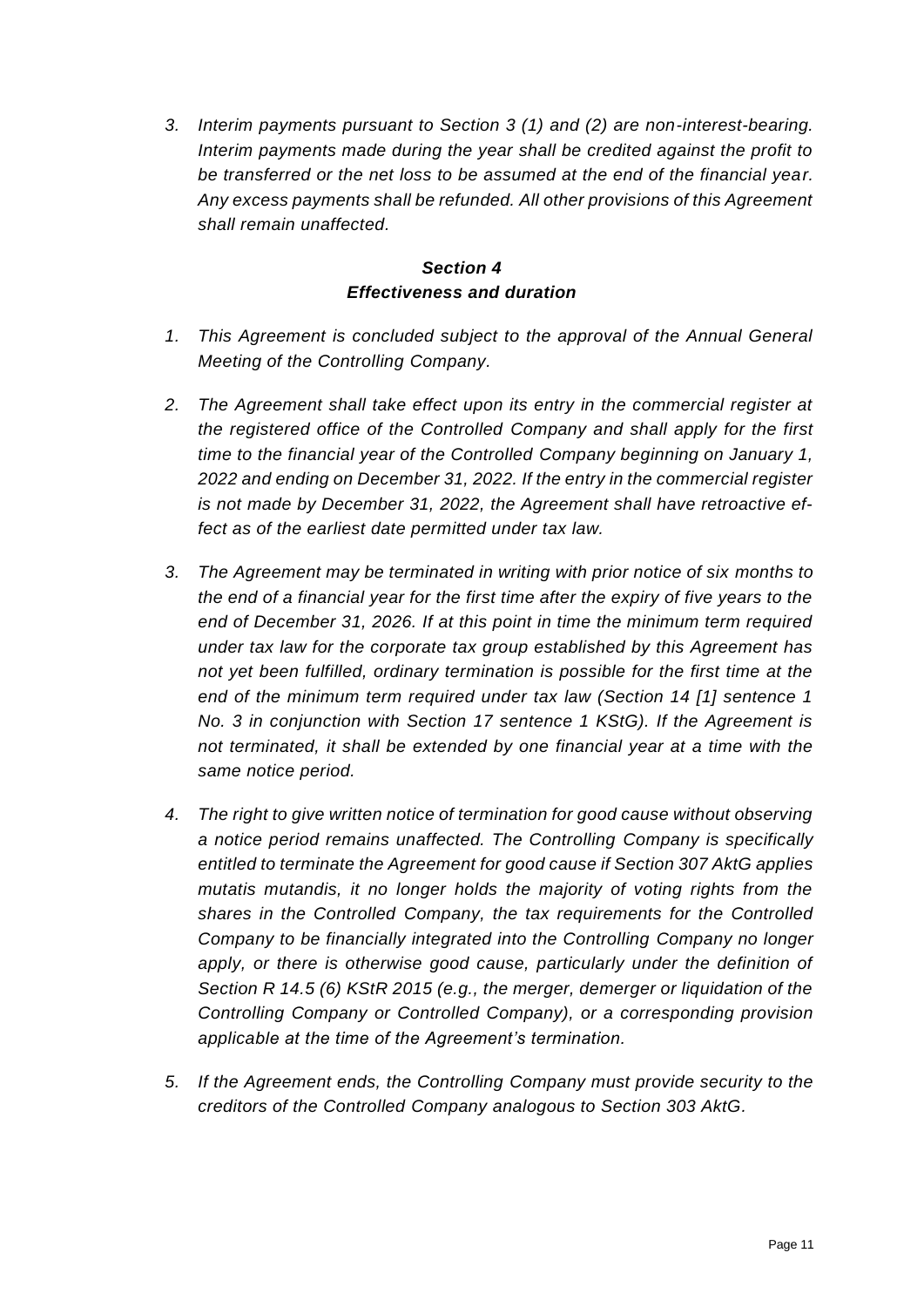3. *Interim payments pursuant to Section 3 (1) and (2) are non-interest-bearing. Interim payments made during the year shall be credited against the profit to be transferred or the net loss to be assumed at the end of the financial year. Any excess payments shall be refunded. All other provisions of this Agreement shall remain unaffected.*

### *Section 4*
### *Effectiveness and duration*

1. *This Agreement is concluded subject to the approval of the Annual General Meeting of the Controlling Company.*

2. *The Agreement shall take effect upon its entry in the commercial register at the registered office of the Controlled Company and shall apply for the first time to the financial year of the Controlled Company beginning on January 1, 2022 and ending on December 31, 2022. If the entry in the commercial register is not made by December 31, 2022, the Agreement shall have retroactive effect as of the earliest date permitted under tax law.*

3. *The Agreement may be terminated in writing with prior notice of six months to the end of a financial year for the first time after the expiry of five years to the end of December 31, 2026. If at this point in time the minimum term required under tax law for the corporate tax group established by this Agreement has not yet been fulfilled, ordinary termination is possible for the first time at the end of the minimum term required under tax law (Section 14 [1] sentence 1 No. 3 in conjunction with Section 17 sentence 1 KStG). If the Agreement is not terminated, it shall be extended by one financial year at a time with the same notice period.*

4. *The right to give written notice of termination for good cause without observing a notice period remains unaffected. The Controlling Company is specifically entitled to terminate the Agreement for good cause if Section 307 AktG applies mutatis mutandis, it no longer holds the majority of voting rights from the shares in the Controlled Company, the tax requirements for the Controlled Company to be financially integrated into the Controlling Company no longer apply, or there is otherwise good cause, particularly under the definition of Section R 14.5 (6) KStR 2015 (e.g., the merger, demerger or liquidation of the Controlling Company or Controlled Company), or a corresponding provision applicable at the time of the Agreement's termination.*

5. *If the Agreement ends, the Controlling Company must provide security to the creditors of the Controlled Company analogous to Section 303 AktG.*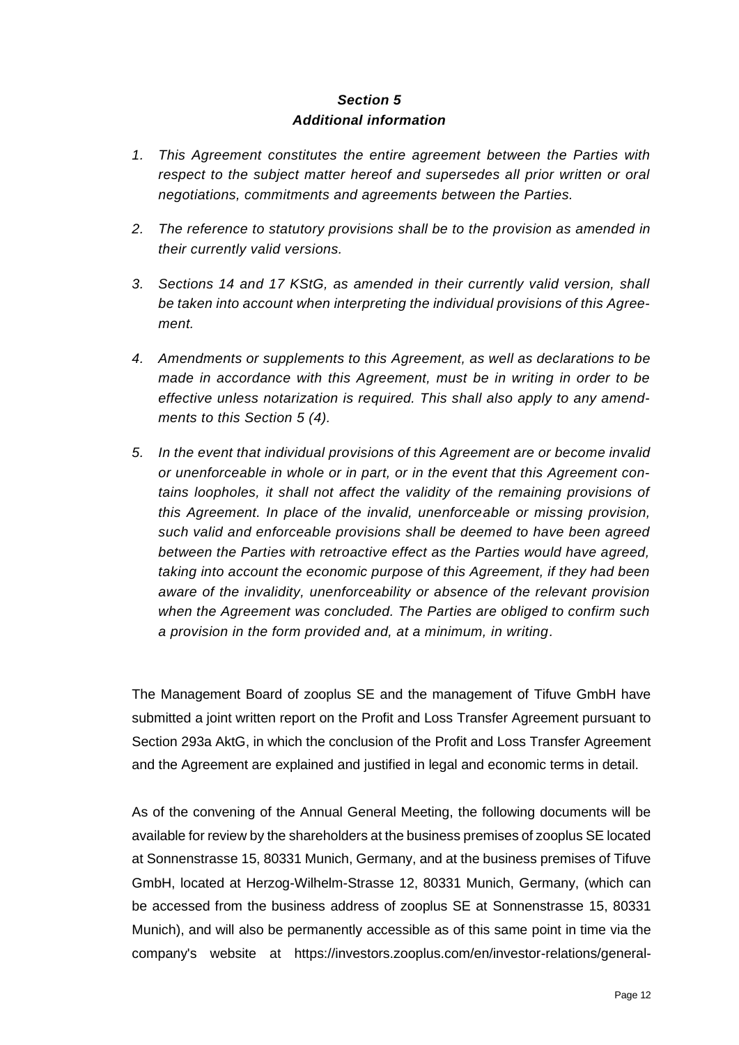### *Section 5*
### *Additional information*

1. *This Agreement constitutes the entire agreement between the Parties with respect to the subject matter hereof and supersedes all prior written or oral negotiations, commitments and agreements between the Parties.*

2. *The reference to statutory provisions shall be to the provision as amended in their currently valid versions.*

3. *Sections 14 and 17 KStG, as amended in their currently valid version, shall be taken into account when interpreting the individual provisions of this Agreement.*

4. *Amendments or supplements to this Agreement, as well as declarations to be made in accordance with this Agreement, must be in writing in order to be effective unless notarization is required. This shall also apply to any amendments to this Section 5 (4).*

5. *In the event that individual provisions of this Agreement are or become invalid or unenforceable in whole or in part, or in the event that this Agreement contains loopholes, it shall not affect the validity of the remaining provisions of this Agreement. In place of the invalid, unenforceable or missing provision, such valid and enforceable provisions shall be deemed to have been agreed between the Parties with retroactive effect as the Parties would have agreed, taking into account the economic purpose of this Agreement, if they had been aware of the invalidity, unenforceability or absence of the relevant provision when the Agreement was concluded. The Parties are obliged to confirm such a provision in the form provided and, at a minimum, in writing.*

The Management Board of zooplus SE and the management of Tifuve GmbH have submitted a joint written report on the Profit and Loss Transfer Agreement pursuant to Section 293a AktG, in which the conclusion of the Profit and Loss Transfer Agreement and the Agreement are explained and justified in legal and economic terms in detail.

As of the convening of the Annual General Meeting, the following documents will be available for review by the shareholders at the business premises of zooplus SE located at Sonnenstrasse 15, 80331 Munich, Germany, and at the business premises of Tifuve GmbH, located at Herzog-Wilhelm-Strasse 12, 80331 Munich, Germany, (which can be accessed from the business address of zooplus SE at Sonnenstrasse 15, 80331 Munich), and will also be permanently accessible as of this same point in time via the company's website at https://investors.zooplus.com/en/investor-relations/general-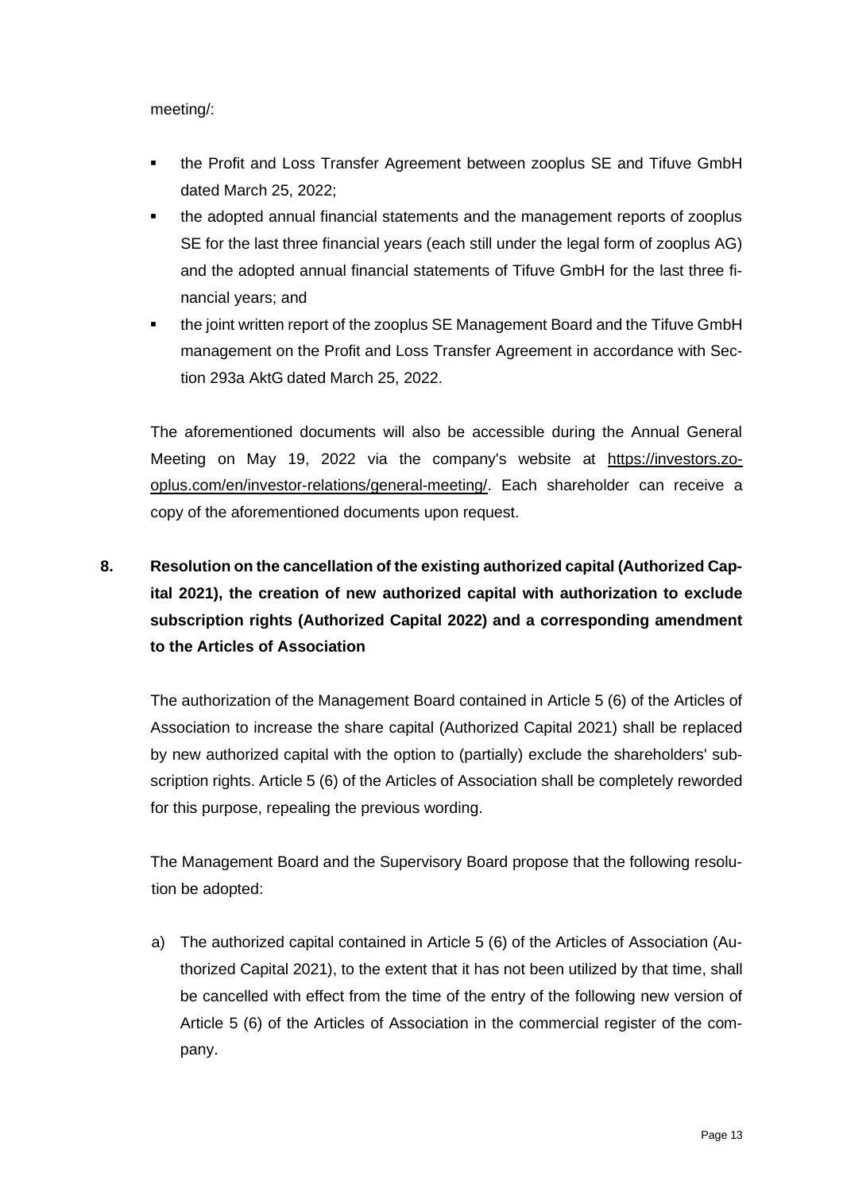meeting/:

- the Profit and Loss Transfer Agreement between zooplus SE and Tifuve GmbH dated March 25, 2022;
- the adopted annual financial statements and the management reports of zooplus SE for the last three financial years (each still under the legal form of zooplus AG) and the adopted annual financial statements of Tifuve GmbH for the last three financial years; and
- the joint written report of the zooplus SE Management Board and the Tifuve GmbH management on the Profit and Loss Transfer Agreement in accordance with Section 293a AktG dated March 25, 2022.

The aforementioned documents will also be accessible during the Annual General Meeting on May 19, 2022 via the company's website at https://investors.zooplus.com/en/investor-relations/general-meeting/. Each shareholder can receive a copy of the aforementioned documents upon request.

**8. Resolution on the cancellation of the existing authorized capital (Authorized Capital 2021), the creation of new authorized capital with authorization to exclude subscription rights (Authorized Capital 2022) and a corresponding amendment to the Articles of Association**

The authorization of the Management Board contained in Article 5 (6) of the Articles of Association to increase the share capital (Authorized Capital 2021) shall be replaced by new authorized capital with the option to (partially) exclude the shareholders' subscription rights. Article 5 (6) of the Articles of Association shall be completely reworded for this purpose, repealing the previous wording.

The Management Board and the Supervisory Board propose that the following resolution be adopted:

a) The authorized capital contained in Article 5 (6) of the Articles of Association (Authorized Capital 2021), to the extent that it has not been utilized by that time, shall be cancelled with effect from the time of the entry of the following new version of Article 5 (6) of the Articles of Association in the commercial register of the company.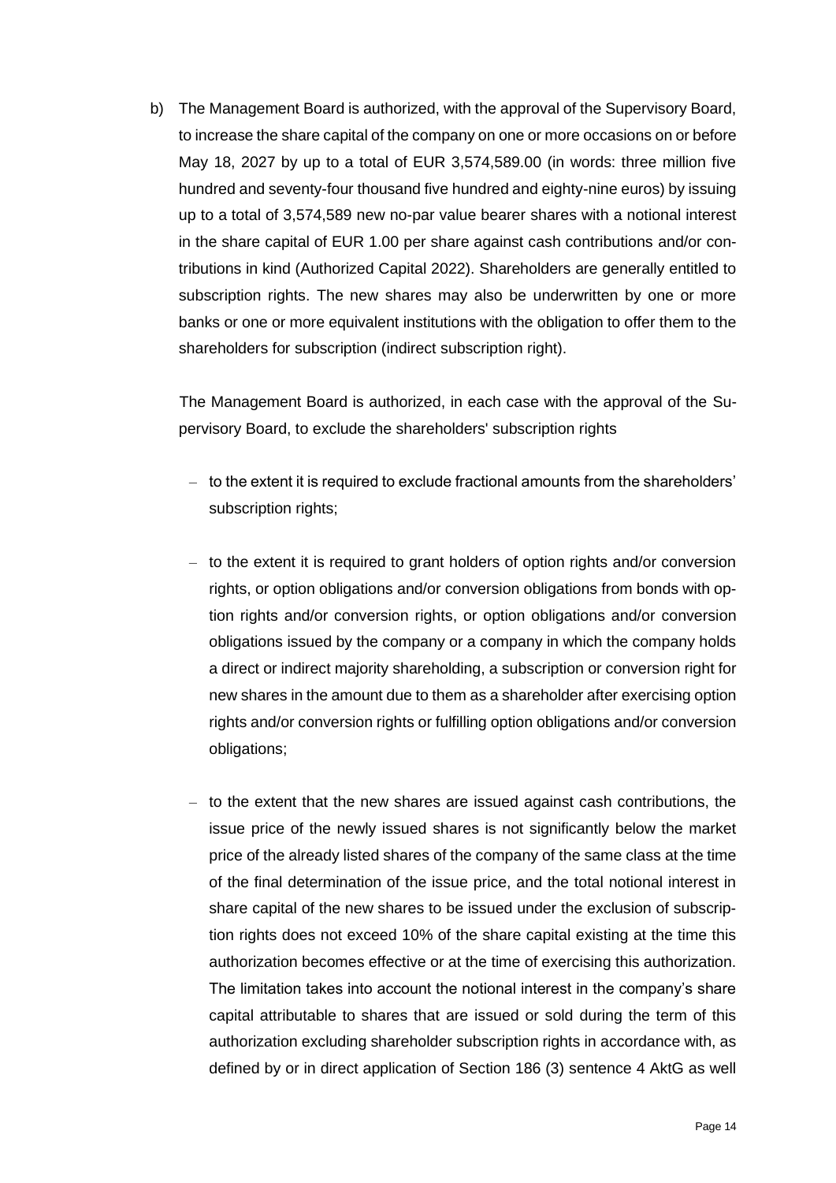b) The Management Board is authorized, with the approval of the Supervisory Board, to increase the share capital of the company on one or more occasions on or before May 18, 2027 by up to a total of EUR 3,574,589.00 (in words: three million five hundred and seventy-four thousand five hundred and eighty-nine euros) by issuing up to a total of 3,574,589 new no-par value bearer shares with a notional interest in the share capital of EUR 1.00 per share against cash contributions and/or contributions in kind (Authorized Capital 2022). Shareholders are generally entitled to subscription rights. The new shares may also be underwritten by one or more banks or one or more equivalent institutions with the obligation to offer them to the shareholders for subscription (indirect subscription right).

   The Management Board is authorized, in each case with the approval of the Supervisory Board, to exclude the shareholders' subscription rights

   - to the extent it is required to exclude fractional amounts from the shareholders' subscription rights;

   - to the extent it is required to grant holders of option rights and/or conversion rights, or option obligations and/or conversion obligations from bonds with option rights and/or conversion rights, or option obligations and/or conversion obligations issued by the company or a company in which the company holds a direct or indirect majority shareholding, a subscription or conversion right for new shares in the amount due to them as a shareholder after exercising option rights and/or conversion rights or fulfilling option obligations and/or conversion obligations;

   - to the extent that the new shares are issued against cash contributions, the issue price of the newly issued shares is not significantly below the market price of the already listed shares of the company of the same class at the time of the final determination of the issue price, and the total notional interest in share capital of the new shares to be issued under the exclusion of subscription rights does not exceed 10% of the share capital existing at the time this authorization becomes effective or at the time of exercising this authorization. The limitation takes into account the notional interest in the company's share capital attributable to shares that are issued or sold during the term of this authorization excluding shareholder subscription rights in accordance with, as defined by or in direct application of Section 186 (3) sentence 4 AktG as well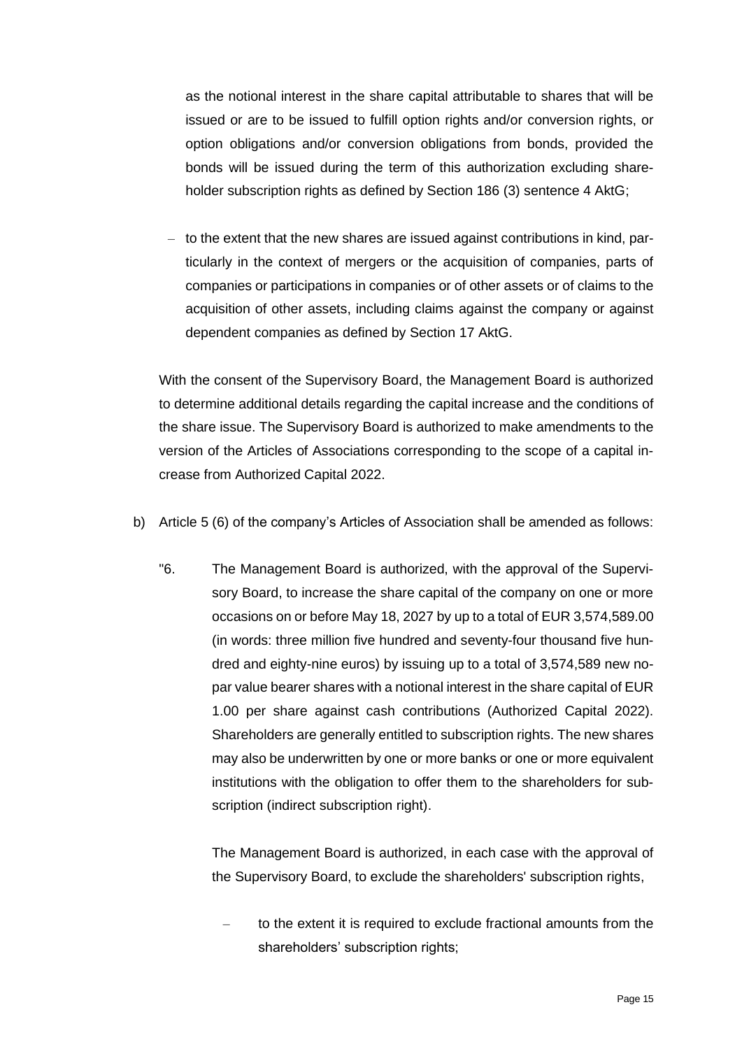as the notional interest in the share capital attributable to shares that will be issued or are to be issued to fulfill option rights and/or conversion rights, or option obligations and/or conversion obligations from bonds, provided the bonds will be issued during the term of this authorization excluding shareholder subscription rights as defined by Section 186 (3) sentence 4 AktG;

– to the extent that the new shares are issued against contributions in kind, particularly in the context of mergers or the acquisition of companies, parts of companies or participations in companies or of other assets or of claims to the acquisition of other assets, including claims against the company or against dependent companies as defined by Section 17 AktG.

With the consent of the Supervisory Board, the Management Board is authorized to determine additional details regarding the capital increase and the conditions of the share issue. The Supervisory Board is authorized to make amendments to the version of the Articles of Associations corresponding to the scope of a capital increase from Authorized Capital 2022.

b) Article 5 (6) of the company's Articles of Association shall be amended as follows:

"6. The Management Board is authorized, with the approval of the Supervisory Board, to increase the share capital of the company on one or more occasions on or before May 18, 2027 by up to a total of EUR 3,574,589.00 (in words: three million five hundred and seventy-four thousand five hundred and eighty-nine euros) by issuing up to a total of 3,574,589 new no-par value bearer shares with a notional interest in the share capital of EUR 1.00 per share against cash contributions (Authorized Capital 2022). Shareholders are generally entitled to subscription rights. The new shares may also be underwritten by one or more banks or one or more equivalent institutions with the obligation to offer them to the shareholders for subscription (indirect subscription right).

The Management Board is authorized, in each case with the approval of the Supervisory Board, to exclude the shareholders' subscription rights,

– to the extent it is required to exclude fractional amounts from the shareholders' subscription rights;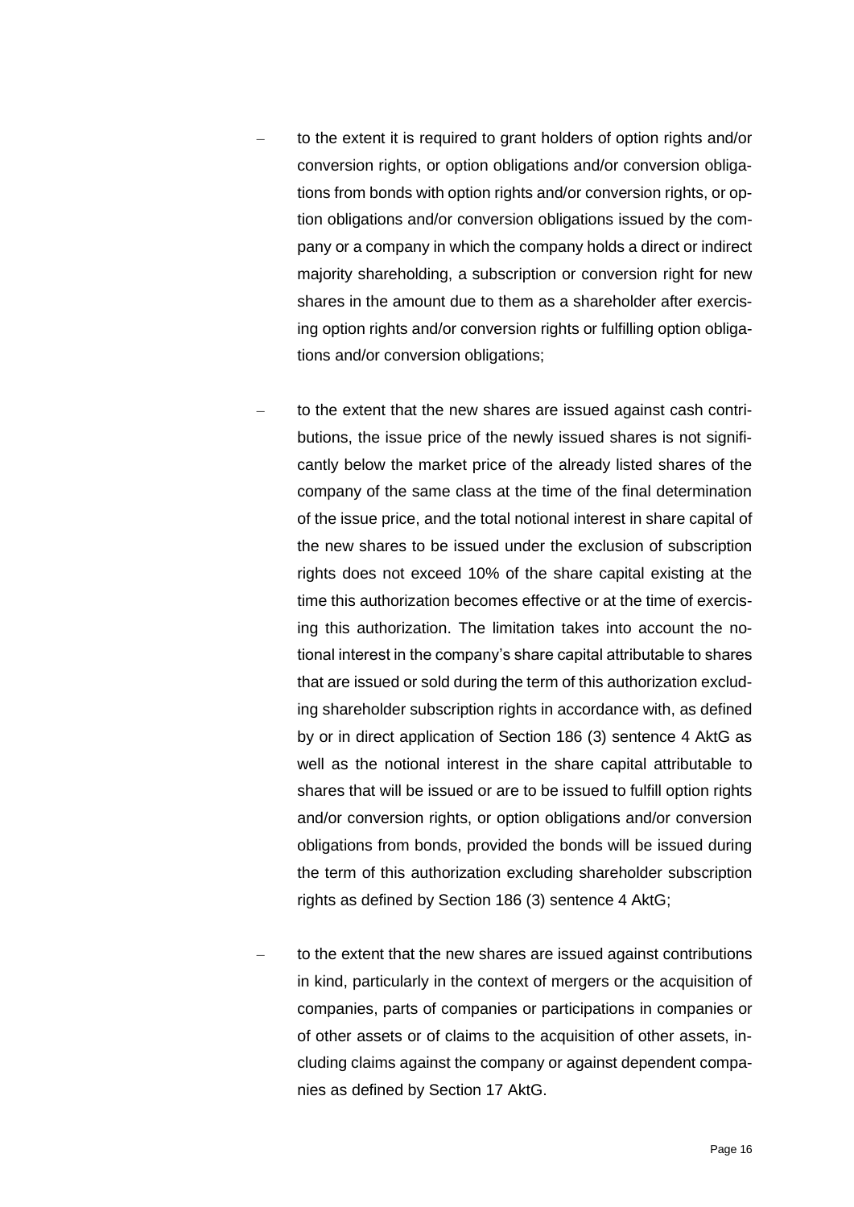- to the extent it is required to grant holders of option rights and/or conversion rights, or option obligations and/or conversion obligations from bonds with option rights and/or conversion rights, or option obligations and/or conversion obligations issued by the company or a company in which the company holds a direct or indirect majority shareholding, a subscription or conversion right for new shares in the amount due to them as a shareholder after exercising option rights and/or conversion rights or fulfilling option obligations and/or conversion obligations;

- to the extent that the new shares are issued against cash contributions, the issue price of the newly issued shares is not significantly below the market price of the already listed shares of the company of the same class at the time of the final determination of the issue price, and the total notional interest in share capital of the new shares to be issued under the exclusion of subscription rights does not exceed 10% of the share capital existing at the time this authorization becomes effective or at the time of exercising this authorization. The limitation takes into account the notional interest in the company's share capital attributable to shares that are issued or sold during the term of this authorization excluding shareholder subscription rights in accordance with, as defined by or in direct application of Section 186 (3) sentence 4 AktG as well as the notional interest in the share capital attributable to shares that will be issued or are to be issued to fulfill option rights and/or conversion rights, or option obligations and/or conversion obligations from bonds, provided the bonds will be issued during the term of this authorization excluding shareholder subscription rights as defined by Section 186 (3) sentence 4 AktG;

- to the extent that the new shares are issued against contributions in kind, particularly in the context of mergers or the acquisition of companies, parts of companies or participations in companies or of other assets or of claims to the acquisition of other assets, including claims against the company or against dependent companies as defined by Section 17 AktG.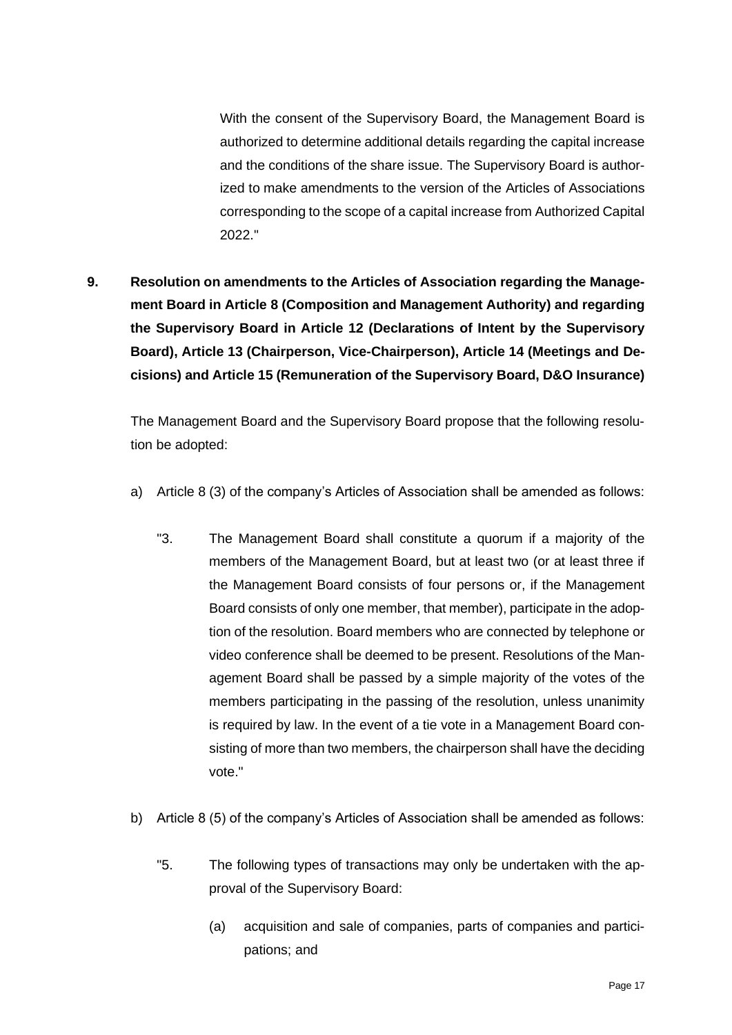With the consent of the Supervisory Board, the Management Board is authorized to determine additional details regarding the capital increase and the conditions of the share issue. The Supervisory Board is authorized to make amendments to the version of the Articles of Associations corresponding to the scope of a capital increase from Authorized Capital 2022."

**9. Resolution on amendments to the Articles of Association regarding the Management Board in Article 8 (Composition and Management Authority) and regarding the Supervisory Board in Article 12 (Declarations of Intent by the Supervisory Board), Article 13 (Chairperson, Vice-Chairperson), Article 14 (Meetings and Decisions) and Article 15 (Remuneration of the Supervisory Board, D&O Insurance)**

The Management Board and the Supervisory Board propose that the following resolution be adopted:

a) Article 8 (3) of the company's Articles of Association shall be amended as follows:

"3. The Management Board shall constitute a quorum if a majority of the members of the Management Board, but at least two (or at least three if the Management Board consists of four persons or, if the Management Board consists of only one member, that member), participate in the adoption of the resolution. Board members who are connected by telephone or video conference shall be deemed to be present. Resolutions of the Management Board shall be passed by a simple majority of the votes of the members participating in the passing of the resolution, unless unanimity is required by law. In the event of a tie vote in a Management Board consisting of more than two members, the chairperson shall have the deciding vote."

b) Article 8 (5) of the company's Articles of Association shall be amended as follows:

"5. The following types of transactions may only be undertaken with the approval of the Supervisory Board:

(a) acquisition and sale of companies, parts of companies and participations; and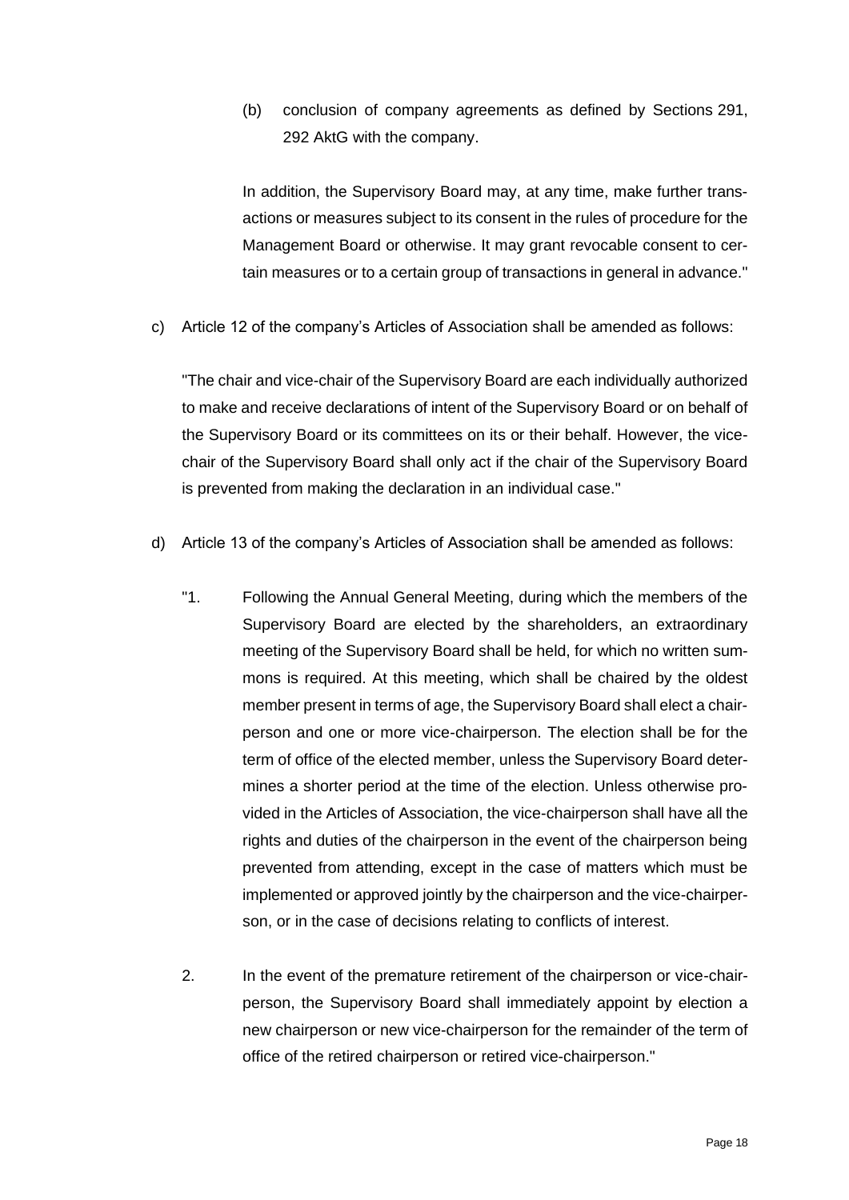(b) conclusion of company agreements as defined by Sections 291, 292 AktG with the company.

In addition, the Supervisory Board may, at any time, make further transactions or measures subject to its consent in the rules of procedure for the Management Board or otherwise. It may grant revocable consent to certain measures or to a certain group of transactions in general in advance."

c) Article 12 of the company's Articles of Association shall be amended as follows:

"The chair and vice-chair of the Supervisory Board are each individually authorized to make and receive declarations of intent of the Supervisory Board or on behalf of the Supervisory Board or its committees on its or their behalf. However, the vice-chair of the Supervisory Board shall only act if the chair of the Supervisory Board is prevented from making the declaration in an individual case."

d) Article 13 of the company's Articles of Association shall be amended as follows:

"1. Following the Annual General Meeting, during which the members of the Supervisory Board are elected by the shareholders, an extraordinary meeting of the Supervisory Board shall be held, for which no written summons is required. At this meeting, which shall be chaired by the oldest member present in terms of age, the Supervisory Board shall elect a chairperson and one or more vice-chairperson. The election shall be for the term of office of the elected member, unless the Supervisory Board determines a shorter period at the time of the election. Unless otherwise provided in the Articles of Association, the vice-chairperson shall have all the rights and duties of the chairperson in the event of the chairperson being prevented from attending, except in the case of matters which must be implemented or approved jointly by the chairperson and the vice-chairperson, or in the case of decisions relating to conflicts of interest.

2. In the event of the premature retirement of the chairperson or vice-chairperson, the Supervisory Board shall immediately appoint by election a new chairperson or new vice-chairperson for the remainder of the term of office of the retired chairperson or retired vice-chairperson."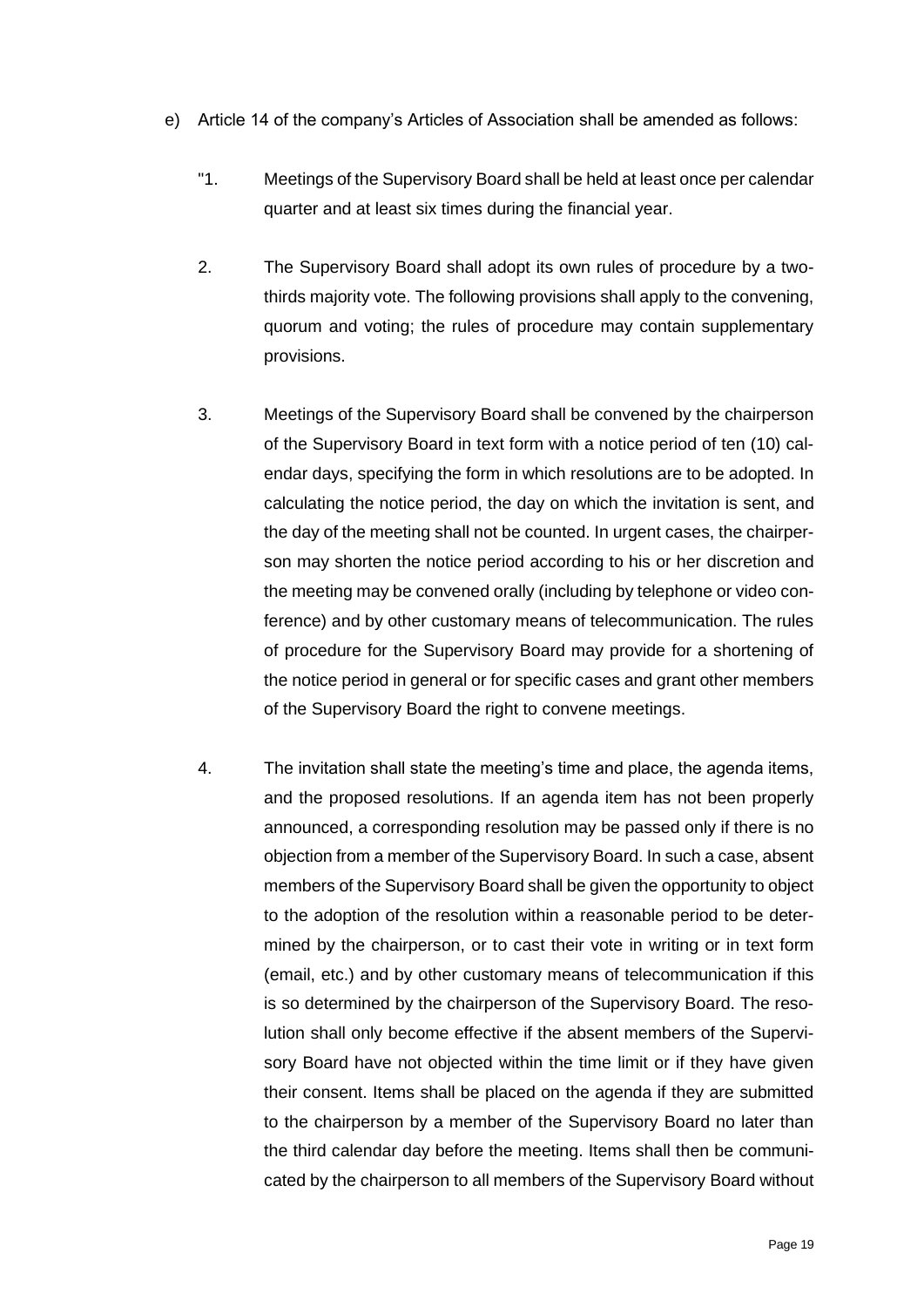e) Article 14 of the company's Articles of Association shall be amended as follows:

"1. Meetings of the Supervisory Board shall be held at least once per calendar quarter and at least six times during the financial year.

2. The Supervisory Board shall adopt its own rules of procedure by a two-thirds majority vote. The following provisions shall apply to the convening, quorum and voting; the rules of procedure may contain supplementary provisions.

3. Meetings of the Supervisory Board shall be convened by the chairperson of the Supervisory Board in text form with a notice period of ten (10) calendar days, specifying the form in which resolutions are to be adopted. In calculating the notice period, the day on which the invitation is sent, and the day of the meeting shall not be counted. In urgent cases, the chairperson may shorten the notice period according to his or her discretion and the meeting may be convened orally (including by telephone or video conference) and by other customary means of telecommunication. The rules of procedure for the Supervisory Board may provide for a shortening of the notice period in general or for specific cases and grant other members of the Supervisory Board the right to convene meetings.

4. The invitation shall state the meeting's time and place, the agenda items, and the proposed resolutions. If an agenda item has not been properly announced, a corresponding resolution may be passed only if there is no objection from a member of the Supervisory Board. In such a case, absent members of the Supervisory Board shall be given the opportunity to object to the adoption of the resolution within a reasonable period to be determined by the chairperson, or to cast their vote in writing or in text form (email, etc.) and by other customary means of telecommunication if this is so determined by the chairperson of the Supervisory Board. The resolution shall only become effective if the absent members of the Supervisory Board have not objected within the time limit or if they have given their consent. Items shall be placed on the agenda if they are submitted to the chairperson by a member of the Supervisory Board no later than the third calendar day before the meeting. Items shall then be communicated by the chairperson to all members of the Supervisory Board without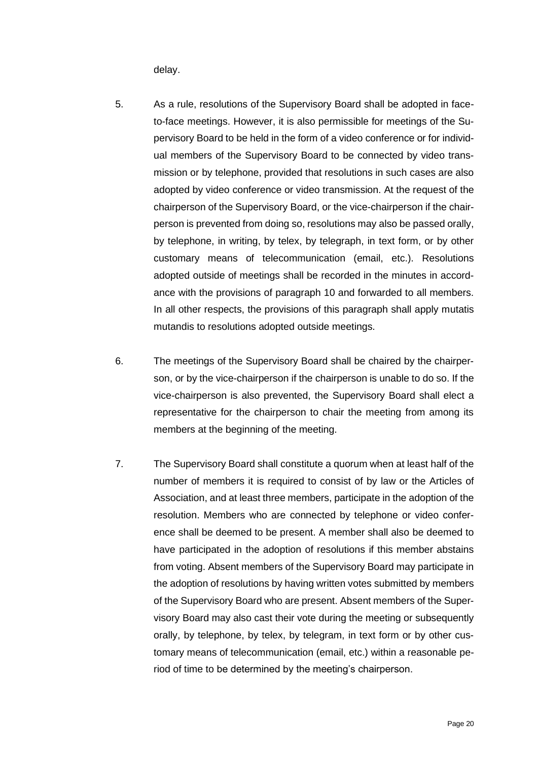delay.

5. As a rule, resolutions of the Supervisory Board shall be adopted in face-to-face meetings. However, it is also permissible for meetings of the Supervisory Board to be held in the form of a video conference or for individual members of the Supervisory Board to be connected by video transmission or by telephone, provided that resolutions in such cases are also adopted by video conference or video transmission. At the request of the chairperson of the Supervisory Board, or the vice-chairperson if the chairperson is prevented from doing so, resolutions may also be passed orally, by telephone, in writing, by telex, by telegraph, in text form, or by other customary means of telecommunication (email, etc.). Resolutions adopted outside of meetings shall be recorded in the minutes in accordance with the provisions of paragraph 10 and forwarded to all members. In all other respects, the provisions of this paragraph shall apply mutatis mutandis to resolutions adopted outside meetings.

6. The meetings of the Supervisory Board shall be chaired by the chairperson, or by the vice-chairperson if the chairperson is unable to do so. If the vice-chairperson is also prevented, the Supervisory Board shall elect a representative for the chairperson to chair the meeting from among its members at the beginning of the meeting.

7. The Supervisory Board shall constitute a quorum when at least half of the number of members it is required to consist of by law or the Articles of Association, and at least three members, participate in the adoption of the resolution. Members who are connected by telephone or video conference shall be deemed to be present. A member shall also be deemed to have participated in the adoption of resolutions if this member abstains from voting. Absent members of the Supervisory Board may participate in the adoption of resolutions by having written votes submitted by members of the Supervisory Board who are present. Absent members of the Supervisory Board may also cast their vote during the meeting or subsequently orally, by telephone, by telex, by telegram, in text form or by other customary means of telecommunication (email, etc.) within a reasonable period of time to be determined by the meeting's chairperson.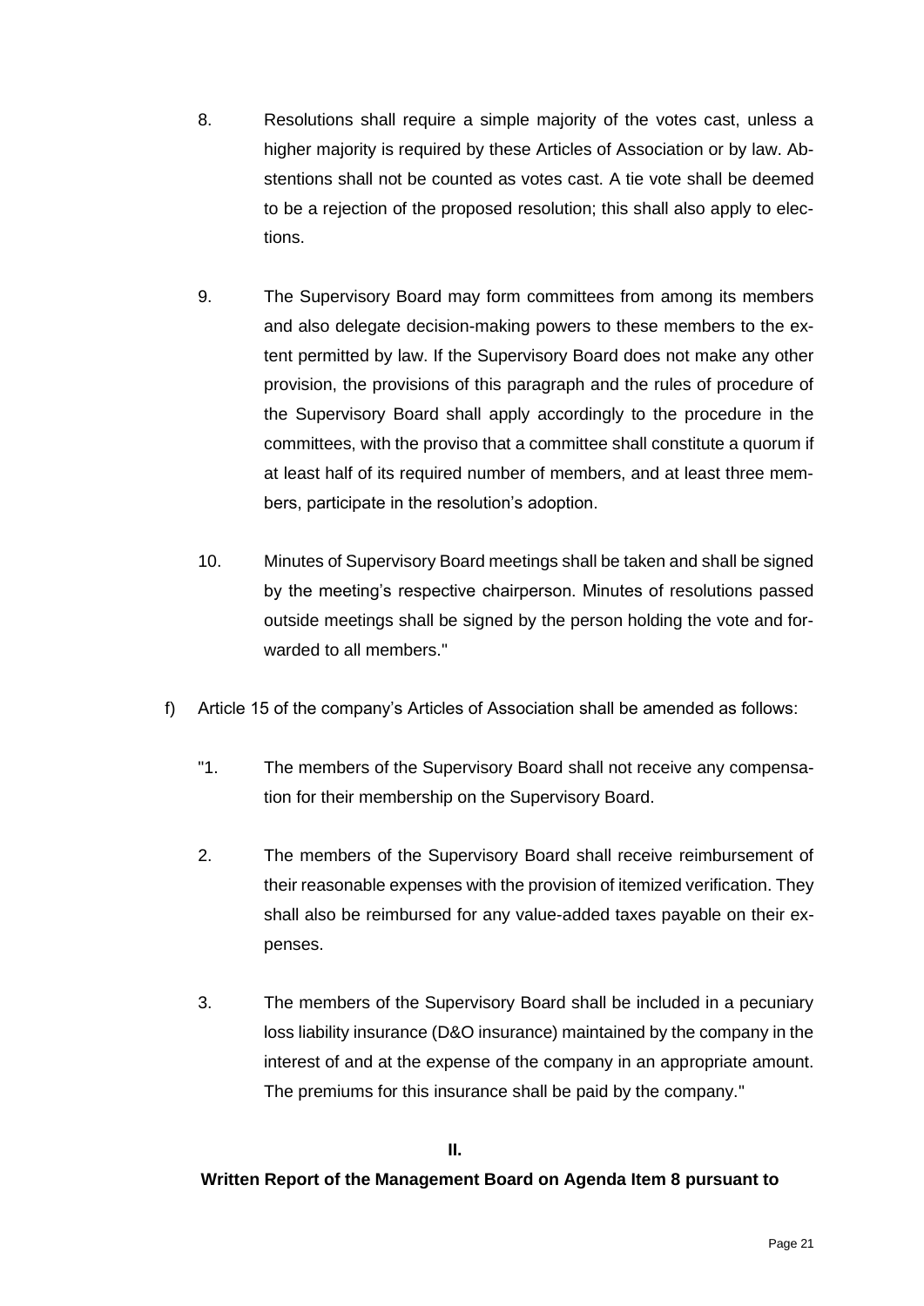8. Resolutions shall require a simple majority of the votes cast, unless a higher majority is required by these Articles of Association or by law. Abstentions shall not be counted as votes cast. A tie vote shall be deemed to be a rejection of the proposed resolution; this shall also apply to elections.

9. The Supervisory Board may form committees from among its members and also delegate decision-making powers to these members to the extent permitted by law. If the Supervisory Board does not make any other provision, the provisions of this paragraph and the rules of procedure of the Supervisory Board shall apply accordingly to the procedure in the committees, with the proviso that a committee shall constitute a quorum if at least half of its required number of members, and at least three members, participate in the resolution's adoption.

10. Minutes of Supervisory Board meetings shall be taken and shall be signed by the meeting's respective chairperson. Minutes of resolutions passed outside meetings shall be signed by the person holding the vote and forwarded to all members."

f) Article 15 of the company's Articles of Association shall be amended as follows:

"1. The members of the Supervisory Board shall not receive any compensation for their membership on the Supervisory Board.

2. The members of the Supervisory Board shall receive reimbursement of their reasonable expenses with the provision of itemized verification. They shall also be reimbursed for any value-added taxes payable on their expenses.

3. The members of the Supervisory Board shall be included in a pecuniary loss liability insurance (D&O insurance) maintained by the company in the interest of and at the expense of the company in an appropriate amount. The premiums for this insurance shall be paid by the company."

**II.**

**Written Report of the Management Board on Agenda Item 8 pursuant to**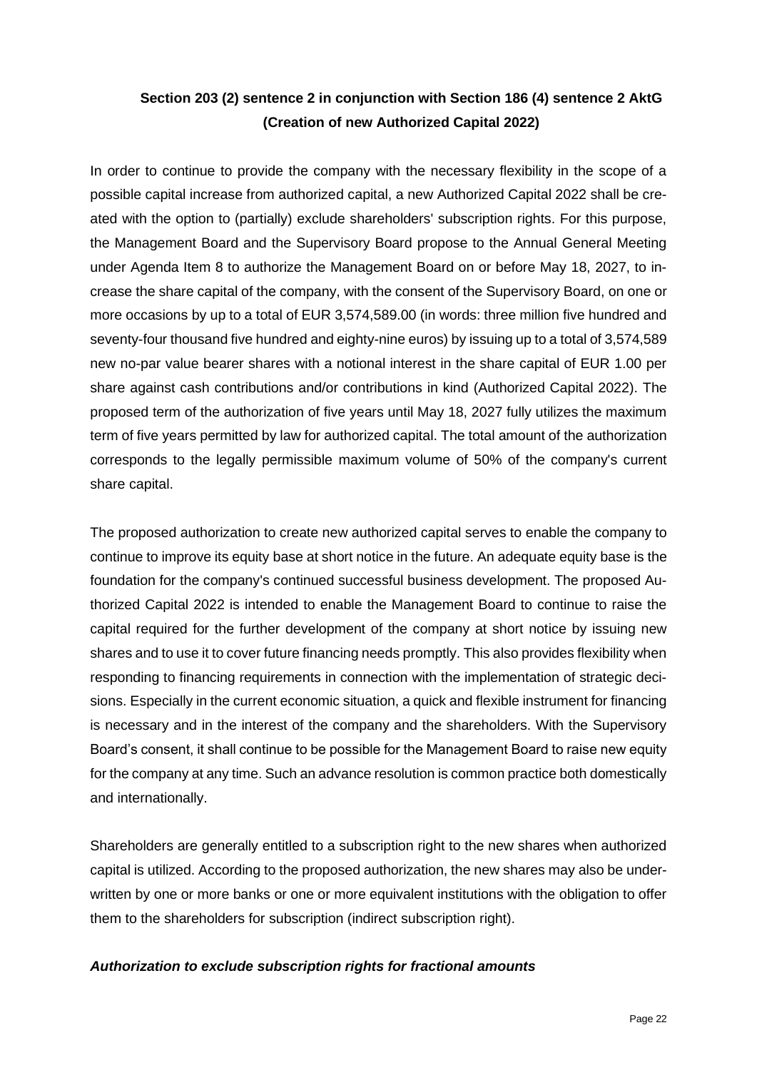## Section 203 (2) sentence 2 in conjunction with Section 186 (4) sentence 2 AktG (Creation of new Authorized Capital 2022)

In order to continue to provide the company with the necessary flexibility in the scope of a possible capital increase from authorized capital, a new Authorized Capital 2022 shall be created with the option to (partially) exclude shareholders' subscription rights. For this purpose, the Management Board and the Supervisory Board propose to the Annual General Meeting under Agenda Item 8 to authorize the Management Board on or before May 18, 2027, to increase the share capital of the company, with the consent of the Supervisory Board, on one or more occasions by up to a total of EUR 3,574,589.00 (in words: three million five hundred and seventy-four thousand five hundred and eighty-nine euros) by issuing up to a total of 3,574,589 new no-par value bearer shares with a notional interest in the share capital of EUR 1.00 per share against cash contributions and/or contributions in kind (Authorized Capital 2022). The proposed term of the authorization of five years until May 18, 2027 fully utilizes the maximum term of five years permitted by law for authorized capital. The total amount of the authorization corresponds to the legally permissible maximum volume of 50% of the company's current share capital.

The proposed authorization to create new authorized capital serves to enable the company to continue to improve its equity base at short notice in the future. An adequate equity base is the foundation for the company's continued successful business development. The proposed Authorized Capital 2022 is intended to enable the Management Board to continue to raise the capital required for the further development of the company at short notice by issuing new shares and to use it to cover future financing needs promptly. This also provides flexibility when responding to financing requirements in connection with the implementation of strategic decisions. Especially in the current economic situation, a quick and flexible instrument for financing is necessary and in the interest of the company and the shareholders. With the Supervisory Board's consent, it shall continue to be possible for the Management Board to raise new equity for the company at any time. Such an advance resolution is common practice both domestically and internationally.

Shareholders are generally entitled to a subscription right to the new shares when authorized capital is utilized. According to the proposed authorization, the new shares may also be underwritten by one or more banks or one or more equivalent institutions with the obligation to offer them to the shareholders for subscription (indirect subscription right).

***Authorization to exclude subscription rights for fractional amounts***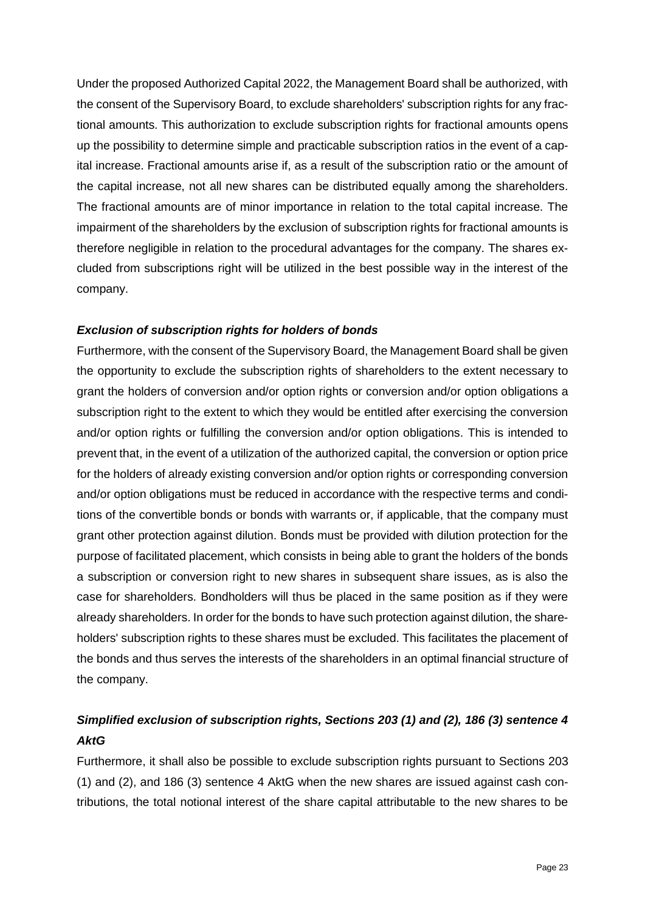Under the proposed Authorized Capital 2022, the Management Board shall be authorized, with the consent of the Supervisory Board, to exclude shareholders' subscription rights for any fractional amounts. This authorization to exclude subscription rights for fractional amounts opens up the possibility to determine simple and practicable subscription ratios in the event of a capital increase. Fractional amounts arise if, as a result of the subscription ratio or the amount of the capital increase, not all new shares can be distributed equally among the shareholders. The fractional amounts are of minor importance in relation to the total capital increase. The impairment of the shareholders by the exclusion of subscription rights for fractional amounts is therefore negligible in relation to the procedural advantages for the company. The shares excluded from subscriptions right will be utilized in the best possible way in the interest of the company.

***Exclusion of subscription rights for holders of bonds***

Furthermore, with the consent of the Supervisory Board, the Management Board shall be given the opportunity to exclude the subscription rights of shareholders to the extent necessary to grant the holders of conversion and/or option rights or conversion and/or option obligations a subscription right to the extent to which they would be entitled after exercising the conversion and/or option rights or fulfilling the conversion and/or option obligations. This is intended to prevent that, in the event of a utilization of the authorized capital, the conversion or option price for the holders of already existing conversion and/or option rights or corresponding conversion and/or option obligations must be reduced in accordance with the respective terms and conditions of the convertible bonds or bonds with warrants or, if applicable, that the company must grant other protection against dilution. Bonds must be provided with dilution protection for the purpose of facilitated placement, which consists in being able to grant the holders of the bonds a subscription or conversion right to new shares in subsequent share issues, as is also the case for shareholders. Bondholders will thus be placed in the same position as if they were already shareholders. In order for the bonds to have such protection against dilution, the shareholders' subscription rights to these shares must be excluded. This facilitates the placement of the bonds and thus serves the interests of the shareholders in an optimal financial structure of the company.

***Simplified exclusion of subscription rights, Sections 203 (1) and (2), 186 (3) sentence 4 AktG***

Furthermore, it shall also be possible to exclude subscription rights pursuant to Sections 203 (1) and (2), and 186 (3) sentence 4 AktG when the new shares are issued against cash contributions, the total notional interest of the share capital attributable to the new shares to be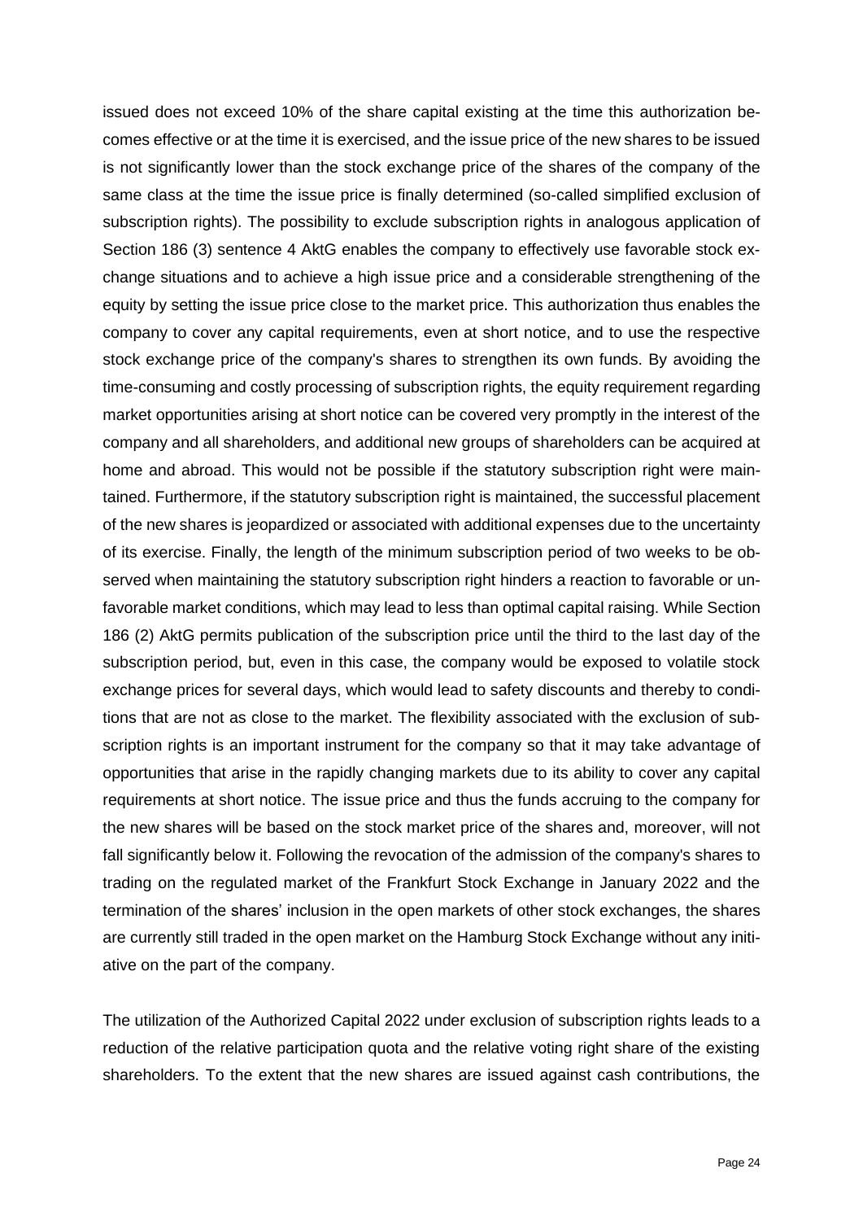issued does not exceed 10% of the share capital existing at the time this authorization becomes effective or at the time it is exercised, and the issue price of the new shares to be issued is not significantly lower than the stock exchange price of the shares of the company of the same class at the time the issue price is finally determined (so-called simplified exclusion of subscription rights). The possibility to exclude subscription rights in analogous application of Section 186 (3) sentence 4 AktG enables the company to effectively use favorable stock exchange situations and to achieve a high issue price and a considerable strengthening of the equity by setting the issue price close to the market price. This authorization thus enables the company to cover any capital requirements, even at short notice, and to use the respective stock exchange price of the company's shares to strengthen its own funds. By avoiding the time-consuming and costly processing of subscription rights, the equity requirement regarding market opportunities arising at short notice can be covered very promptly in the interest of the company and all shareholders, and additional new groups of shareholders can be acquired at home and abroad. This would not be possible if the statutory subscription right were maintained. Furthermore, if the statutory subscription right is maintained, the successful placement of the new shares is jeopardized or associated with additional expenses due to the uncertainty of its exercise. Finally, the length of the minimum subscription period of two weeks to be observed when maintaining the statutory subscription right hinders a reaction to favorable or unfavorable market conditions, which may lead to less than optimal capital raising. While Section 186 (2) AktG permits publication of the subscription price until the third to the last day of the subscription period, but, even in this case, the company would be exposed to volatile stock exchange prices for several days, which would lead to safety discounts and thereby to conditions that are not as close to the market. The flexibility associated with the exclusion of subscription rights is an important instrument for the company so that it may take advantage of opportunities that arise in the rapidly changing markets due to its ability to cover any capital requirements at short notice. The issue price and thus the funds accruing to the company for the new shares will be based on the stock market price of the shares and, moreover, will not fall significantly below it. Following the revocation of the admission of the company's shares to trading on the regulated market of the Frankfurt Stock Exchange in January 2022 and the termination of the shares' inclusion in the open markets of other stock exchanges, the shares are currently still traded in the open market on the Hamburg Stock Exchange without any initiative on the part of the company.

The utilization of the Authorized Capital 2022 under exclusion of subscription rights leads to a reduction of the relative participation quota and the relative voting right share of the existing shareholders. To the extent that the new shares are issued against cash contributions, the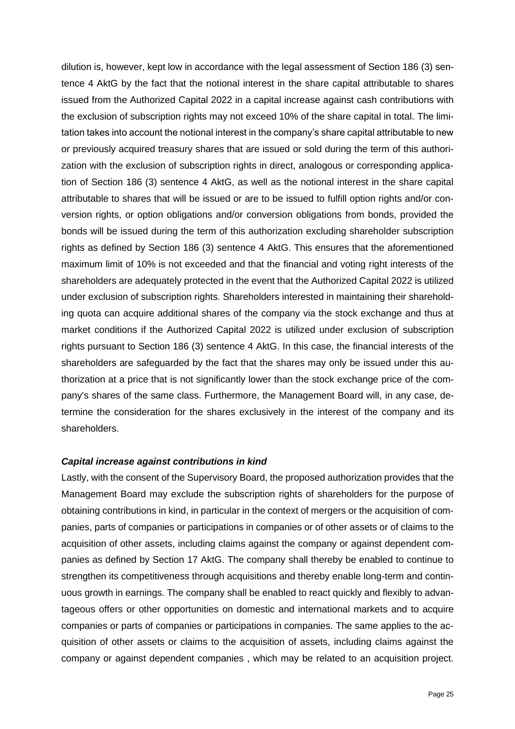dilution is, however, kept low in accordance with the legal assessment of Section 186 (3) sentence 4 AktG by the fact that the notional interest in the share capital attributable to shares issued from the Authorized Capital 2022 in a capital increase against cash contributions with the exclusion of subscription rights may not exceed 10% of the share capital in total. The limitation takes into account the notional interest in the company's share capital attributable to new or previously acquired treasury shares that are issued or sold during the term of this authorization with the exclusion of subscription rights in direct, analogous or corresponding application of Section 186 (3) sentence 4 AktG, as well as the notional interest in the share capital attributable to shares that will be issued or are to be issued to fulfill option rights and/or conversion rights, or option obligations and/or conversion obligations from bonds, provided the bonds will be issued during the term of this authorization excluding shareholder subscription rights as defined by Section 186 (3) sentence 4 AktG. This ensures that the aforementioned maximum limit of 10% is not exceeded and that the financial and voting right interests of the shareholders are adequately protected in the event that the Authorized Capital 2022 is utilized under exclusion of subscription rights. Shareholders interested in maintaining their shareholding quota can acquire additional shares of the company via the stock exchange and thus at market conditions if the Authorized Capital 2022 is utilized under exclusion of subscription rights pursuant to Section 186 (3) sentence 4 AktG. In this case, the financial interests of the shareholders are safeguarded by the fact that the shares may only be issued under this authorization at a price that is not significantly lower than the stock exchange price of the company's shares of the same class. Furthermore, the Management Board will, in any case, determine the consideration for the shares exclusively in the interest of the company and its shareholders.

***Capital increase against contributions in kind***

Lastly, with the consent of the Supervisory Board, the proposed authorization provides that the Management Board may exclude the subscription rights of shareholders for the purpose of obtaining contributions in kind, in particular in the context of mergers or the acquisition of companies, parts of companies or participations in companies or of other assets or of claims to the acquisition of other assets, including claims against the company or against dependent companies as defined by Section 17 AktG. The company shall thereby be enabled to continue to strengthen its competitiveness through acquisitions and thereby enable long-term and continuous growth in earnings. The company shall be enabled to react quickly and flexibly to advantageous offers or other opportunities on domestic and international markets and to acquire companies or parts of companies or participations in companies. The same applies to the acquisition of other assets or claims to the acquisition of assets, including claims against the company or against dependent companies , which may be related to an acquisition project.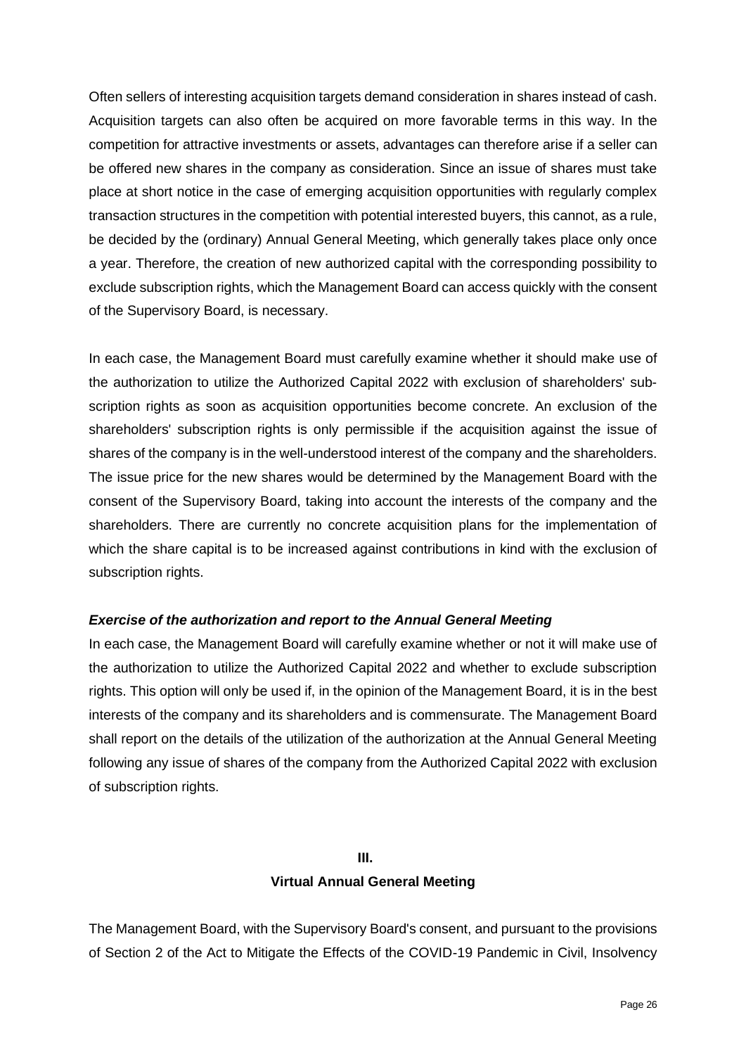Often sellers of interesting acquisition targets demand consideration in shares instead of cash. Acquisition targets can also often be acquired on more favorable terms in this way. In the competition for attractive investments or assets, advantages can therefore arise if a seller can be offered new shares in the company as consideration. Since an issue of shares must take place at short notice in the case of emerging acquisition opportunities with regularly complex transaction structures in the competition with potential interested buyers, this cannot, as a rule, be decided by the (ordinary) Annual General Meeting, which generally takes place only once a year. Therefore, the creation of new authorized capital with the corresponding possibility to exclude subscription rights, which the Management Board can access quickly with the consent of the Supervisory Board, is necessary.

In each case, the Management Board must carefully examine whether it should make use of the authorization to utilize the Authorized Capital 2022 with exclusion of shareholders' subscription rights as soon as acquisition opportunities become concrete. An exclusion of the shareholders' subscription rights is only permissible if the acquisition against the issue of shares of the company is in the well-understood interest of the company and the shareholders. The issue price for the new shares would be determined by the Management Board with the consent of the Supervisory Board, taking into account the interests of the company and the shareholders. There are currently no concrete acquisition plans for the implementation of which the share capital is to be increased against contributions in kind with the exclusion of subscription rights.

***Exercise of the authorization and report to the Annual General Meeting***

In each case, the Management Board will carefully examine whether or not it will make use of the authorization to utilize the Authorized Capital 2022 and whether to exclude subscription rights. This option will only be used if, in the opinion of the Management Board, it is in the best interests of the company and its shareholders and is commensurate. The Management Board shall report on the details of the utilization of the authorization at the Annual General Meeting following any issue of shares of the company from the Authorized Capital 2022 with exclusion of subscription rights.

## III.
## Virtual Annual General Meeting

The Management Board, with the Supervisory Board's consent, and pursuant to the provisions of Section 2 of the Act to Mitigate the Effects of the COVID-19 Pandemic in Civil, Insolvency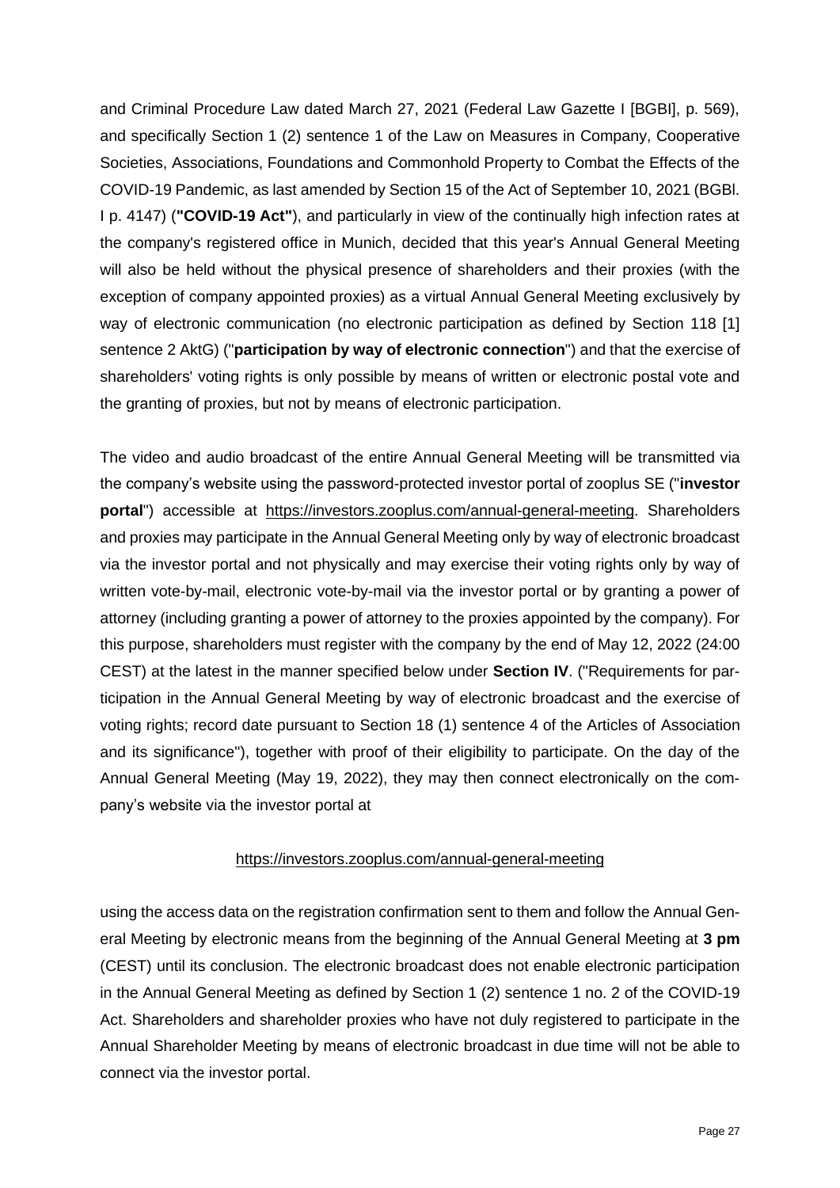and Criminal Procedure Law dated March 27, 2021 (Federal Law Gazette I [BGBI], p. 569), and specifically Section 1 (2) sentence 1 of the Law on Measures in Company, Cooperative Societies, Associations, Foundations and Commonhold Property to Combat the Effects of the COVID-19 Pandemic, as last amended by Section 15 of the Act of September 10, 2021 (BGBl. I p. 4147) (**"COVID-19 Act"**), and particularly in view of the continually high infection rates at the company's registered office in Munich, decided that this year's Annual General Meeting will also be held without the physical presence of shareholders and their proxies (with the exception of company appointed proxies) as a virtual Annual General Meeting exclusively by way of electronic communication (no electronic participation as defined by Section 118 [1] sentence 2 AktG) ("**participation by way of electronic connection**") and that the exercise of shareholders' voting rights is only possible by means of written or electronic postal vote and the granting of proxies, but not by means of electronic participation.

The video and audio broadcast of the entire Annual General Meeting will be transmitted via the company's website using the password-protected investor portal of zooplus SE ("**investor portal**") accessible at https://investors.zooplus.com/annual-general-meeting. Shareholders and proxies may participate in the Annual General Meeting only by way of electronic broadcast via the investor portal and not physically and may exercise their voting rights only by way of written vote-by-mail, electronic vote-by-mail via the investor portal or by granting a power of attorney (including granting a power of attorney to the proxies appointed by the company). For this purpose, shareholders must register with the company by the end of May 12, 2022 (24:00 CEST) at the latest in the manner specified below under **Section IV**. ("Requirements for participation in the Annual General Meeting by way of electronic broadcast and the exercise of voting rights; record date pursuant to Section 18 (1) sentence 4 of the Articles of Association and its significance"), together with proof of their eligibility to participate. On the day of the Annual General Meeting (May 19, 2022), they may then connect electronically on the company's website via the investor portal at

https://investors.zooplus.com/annual-general-meeting

using the access data on the registration confirmation sent to them and follow the Annual General Meeting by electronic means from the beginning of the Annual General Meeting at **3 pm** (CEST) until its conclusion. The electronic broadcast does not enable electronic participation in the Annual General Meeting as defined by Section 1 (2) sentence 1 no. 2 of the COVID-19 Act. Shareholders and shareholder proxies who have not duly registered to participate in the Annual Shareholder Meeting by means of electronic broadcast in due time will not be able to connect via the investor portal.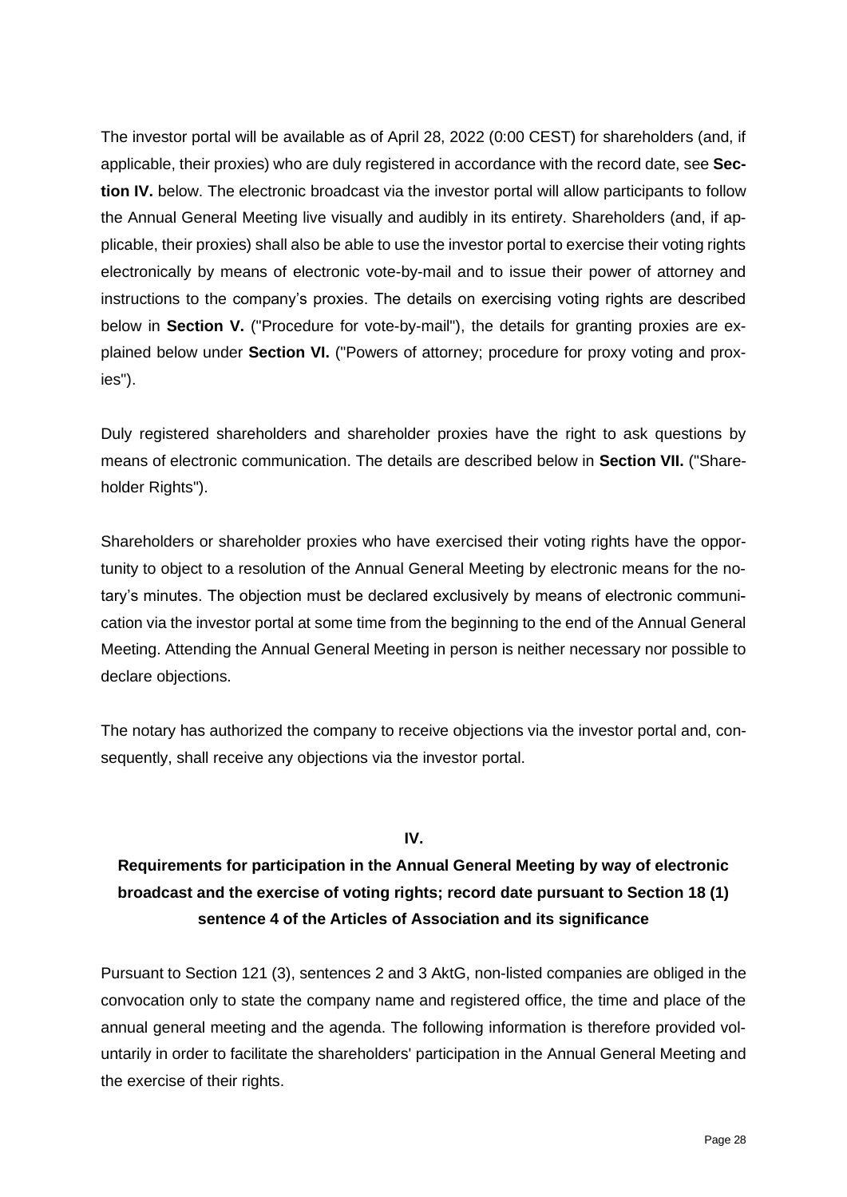The investor portal will be available as of April 28, 2022 (0:00 CEST) for shareholders (and, if applicable, their proxies) who are duly registered in accordance with the record date, see **Section IV.** below. The electronic broadcast via the investor portal will allow participants to follow the Annual General Meeting live visually and audibly in its entirety. Shareholders (and, if applicable, their proxies) shall also be able to use the investor portal to exercise their voting rights electronically by means of electronic vote-by-mail and to issue their power of attorney and instructions to the company's proxies. The details on exercising voting rights are described below in **Section V.** ("Procedure for vote-by-mail"), the details for granting proxies are explained below under **Section VI.** ("Powers of attorney; procedure for proxy voting and proxies").

Duly registered shareholders and shareholder proxies have the right to ask questions by means of electronic communication. The details are described below in **Section VII.** ("Shareholder Rights").

Shareholders or shareholder proxies who have exercised their voting rights have the opportunity to object to a resolution of the Annual General Meeting by electronic means for the notary's minutes. The objection must be declared exclusively by means of electronic communication via the investor portal at some time from the beginning to the end of the Annual General Meeting. Attending the Annual General Meeting in person is neither necessary nor possible to declare objections.

The notary has authorized the company to receive objections via the investor portal and, consequently, shall receive any objections via the investor portal.

## IV.

## Requirements for participation in the Annual General Meeting by way of electronic broadcast and the exercise of voting rights; record date pursuant to Section 18 (1) sentence 4 of the Articles of Association and its significance

Pursuant to Section 121 (3), sentences 2 and 3 AktG, non-listed companies are obliged in the convocation only to state the company name and registered office, the time and place of the annual general meeting and the agenda. The following information is therefore provided voluntarily in order to facilitate the shareholders' participation in the Annual General Meeting and the exercise of their rights.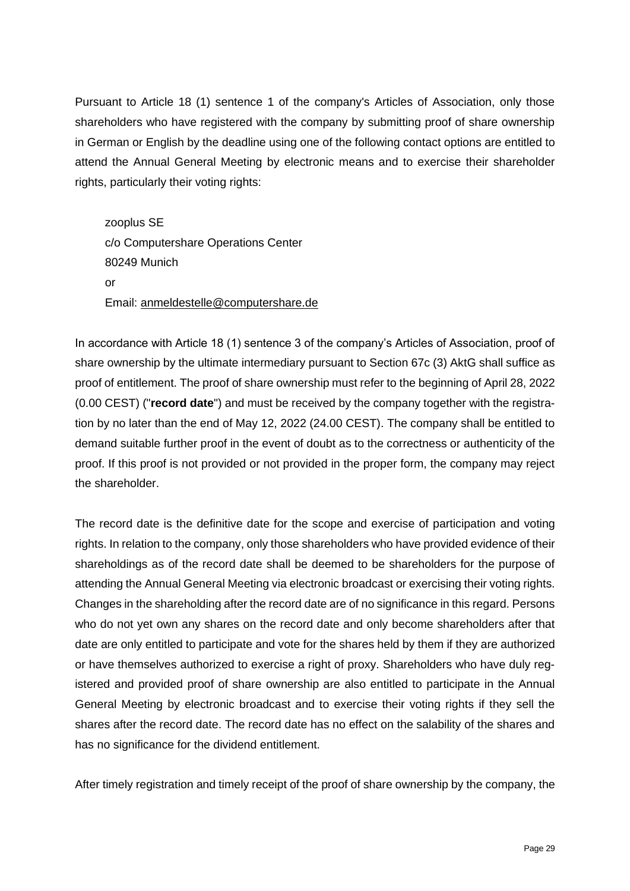Pursuant to Article 18 (1) sentence 1 of the company's Articles of Association, only those shareholders who have registered with the company by submitting proof of share ownership in German or English by the deadline using one of the following contact options are entitled to attend the Annual General Meeting by electronic means and to exercise their shareholder rights, particularly their voting rights:

zooplus SE  
c/o Computershare Operations Center  
80249 Munich  
or  
Email: anmeldestelle@computershare.de

In accordance with Article 18 (1) sentence 3 of the company's Articles of Association, proof of share ownership by the ultimate intermediary pursuant to Section 67c (3) AktG shall suffice as proof of entitlement. The proof of share ownership must refer to the beginning of April 28, 2022 (0.00 CEST) ("**record date**") and must be received by the company together with the registration by no later than the end of May 12, 2022 (24.00 CEST). The company shall be entitled to demand suitable further proof in the event of doubt as to the correctness or authenticity of the proof. If this proof is not provided or not provided in the proper form, the company may reject the shareholder.

The record date is the definitive date for the scope and exercise of participation and voting rights. In relation to the company, only those shareholders who have provided evidence of their shareholdings as of the record date shall be deemed to be shareholders for the purpose of attending the Annual General Meeting via electronic broadcast or exercising their voting rights. Changes in the shareholding after the record date are of no significance in this regard. Persons who do not yet own any shares on the record date and only become shareholders after that date are only entitled to participate and vote for the shares held by them if they are authorized or have themselves authorized to exercise a right of proxy. Shareholders who have duly registered and provided proof of share ownership are also entitled to participate in the Annual General Meeting by electronic broadcast and to exercise their voting rights if they sell the shares after the record date. The record date has no effect on the salability of the shares and has no significance for the dividend entitlement.

After timely registration and timely receipt of the proof of share ownership by the company, the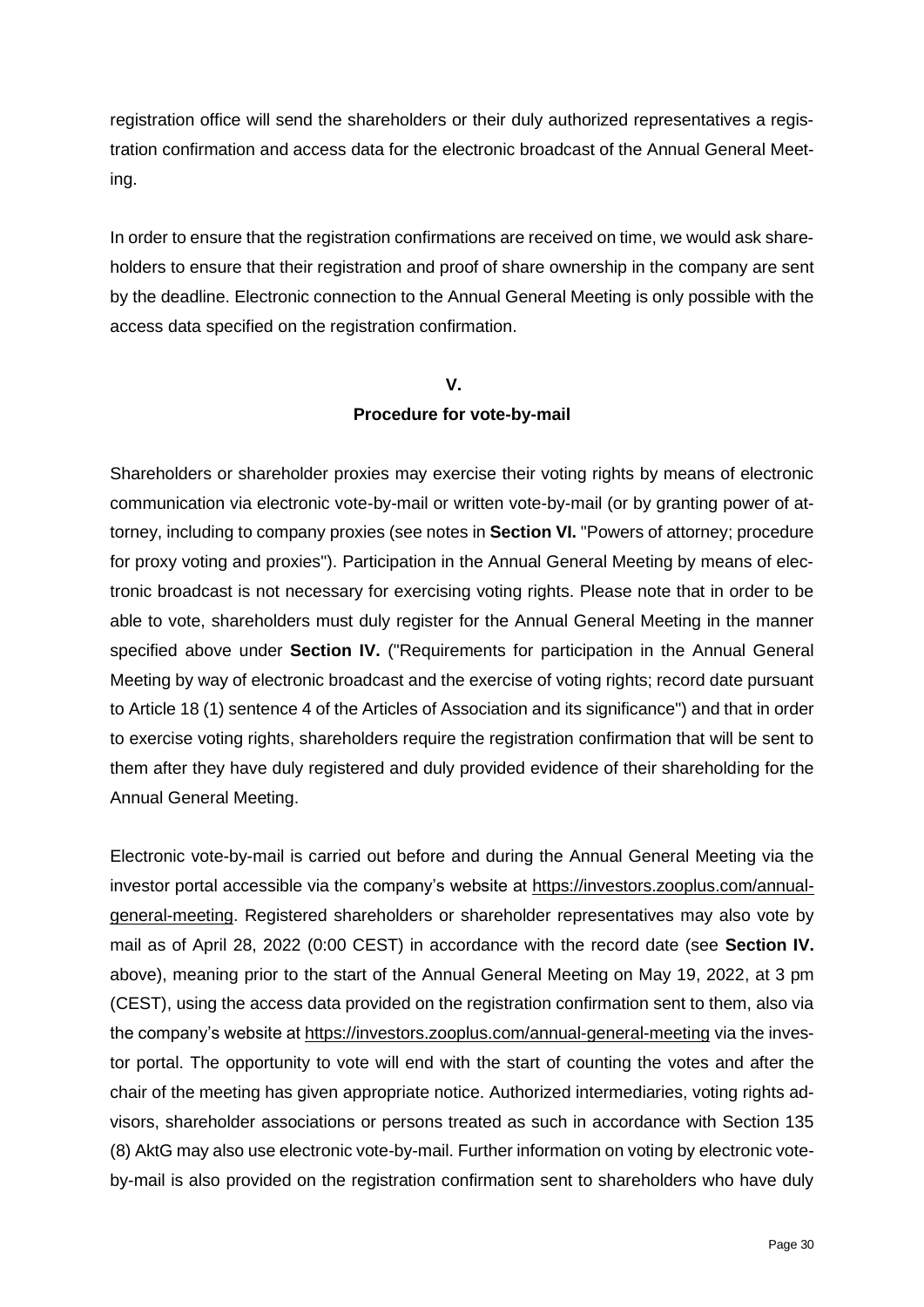registration office will send the shareholders or their duly authorized representatives a registration confirmation and access data for the electronic broadcast of the Annual General Meeting.

In order to ensure that the registration confirmations are received on time, we would ask shareholders to ensure that their registration and proof of share ownership in the company are sent by the deadline. Electronic connection to the Annual General Meeting is only possible with the access data specified on the registration confirmation.

## V.
## Procedure for vote-by-mail

Shareholders or shareholder proxies may exercise their voting rights by means of electronic communication via electronic vote-by-mail or written vote-by-mail (or by granting power of attorney, including to company proxies (see notes in **Section VI.** "Powers of attorney; procedure for proxy voting and proxies"). Participation in the Annual General Meeting by means of electronic broadcast is not necessary for exercising voting rights. Please note that in order to be able to vote, shareholders must duly register for the Annual General Meeting in the manner specified above under **Section IV.** ("Requirements for participation in the Annual General Meeting by way of electronic broadcast and the exercise of voting rights; record date pursuant to Article 18 (1) sentence 4 of the Articles of Association and its significance") and that in order to exercise voting rights, shareholders require the registration confirmation that will be sent to them after they have duly registered and duly provided evidence of their shareholding for the Annual General Meeting.

Electronic vote-by-mail is carried out before and during the Annual General Meeting via the investor portal accessible via the company's website at https://investors.zooplus.com/annual-general-meeting. Registered shareholders or shareholder representatives may also vote by mail as of April 28, 2022 (0:00 CEST) in accordance with the record date (see **Section IV.** above), meaning prior to the start of the Annual General Meeting on May 19, 2022, at 3 pm (CEST), using the access data provided on the registration confirmation sent to them, also via the company's website at https://investors.zooplus.com/annual-general-meeting via the investor portal. The opportunity to vote will end with the start of counting the votes and after the chair of the meeting has given appropriate notice. Authorized intermediaries, voting rights advisors, shareholder associations or persons treated as such in accordance with Section 135 (8) AktG may also use electronic vote-by-mail. Further information on voting by electronic vote-by-mail is also provided on the registration confirmation sent to shareholders who have duly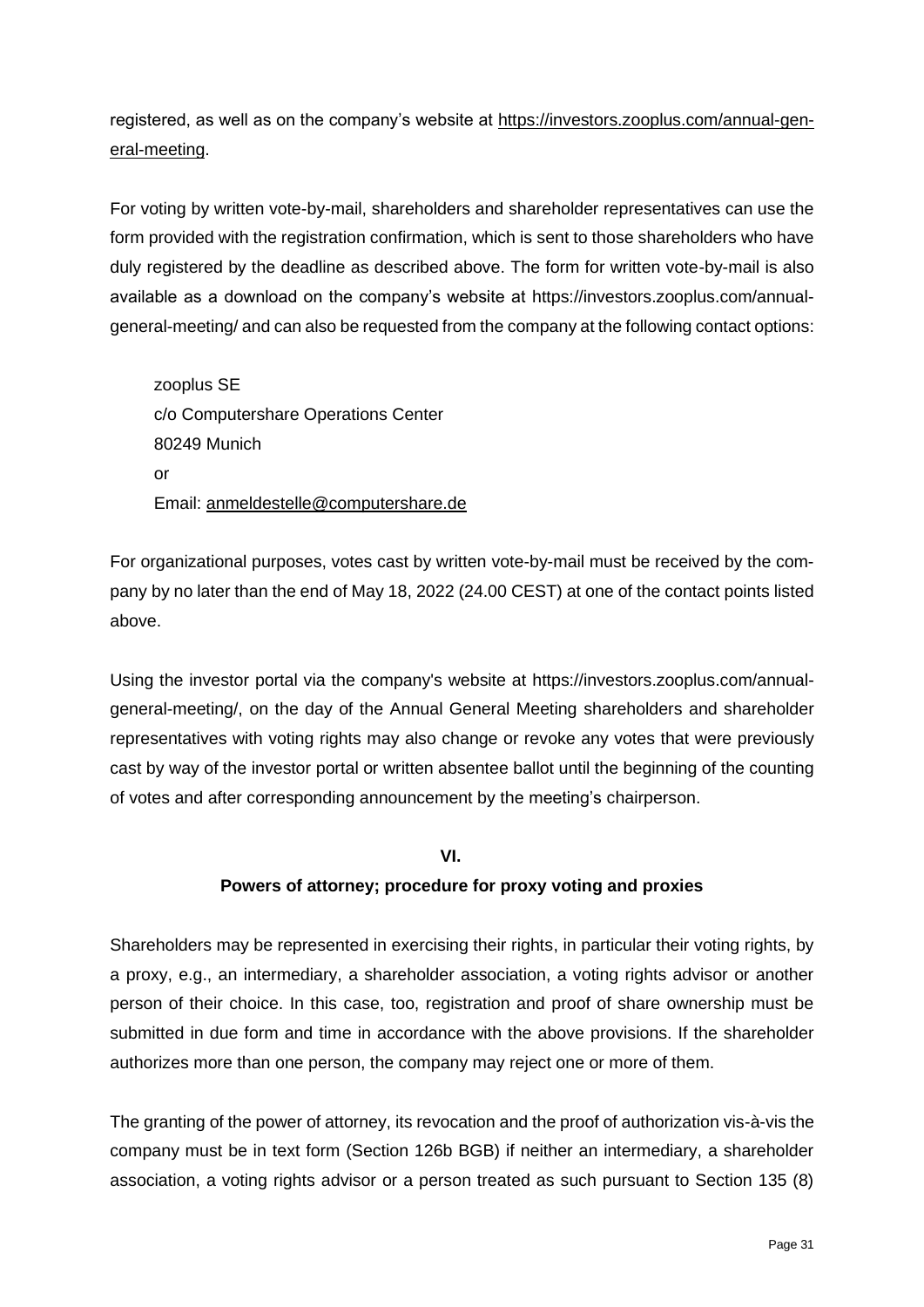registered, as well as on the company's website at https://investors.zooplus.com/annual-general-meeting.

For voting by written vote-by-mail, shareholders and shareholder representatives can use the form provided with the registration confirmation, which is sent to those shareholders who have duly registered by the deadline as described above. The form for written vote-by-mail is also available as a download on the company's website at https://investors.zooplus.com/annual-general-meeting/ and can also be requested from the company at the following contact options:

zooplus SE
c/o Computershare Operations Center
80249 Munich
or
Email: anmeldestelle@computershare.de

For organizational purposes, votes cast by written vote-by-mail must be received by the company by no later than the end of May 18, 2022 (24.00 CEST) at one of the contact points listed above.

Using the investor portal via the company's website at https://investors.zooplus.com/annual-general-meeting/, on the day of the Annual General Meeting shareholders and shareholder representatives with voting rights may also change or revoke any votes that were previously cast by way of the investor portal or written absentee ballot until the beginning of the counting of votes and after corresponding announcement by the meeting's chairperson.

## VI.
## Powers of attorney; procedure for proxy voting and proxies

Shareholders may be represented in exercising their rights, in particular their voting rights, by a proxy, e.g., an intermediary, a shareholder association, a voting rights advisor or another person of their choice. In this case, too, registration and proof of share ownership must be submitted in due form and time in accordance with the above provisions. If the shareholder authorizes more than one person, the company may reject one or more of them.

The granting of the power of attorney, its revocation and the proof of authorization vis-à-vis the company must be in text form (Section 126b BGB) if neither an intermediary, a shareholder association, a voting rights advisor or a person treated as such pursuant to Section 135 (8)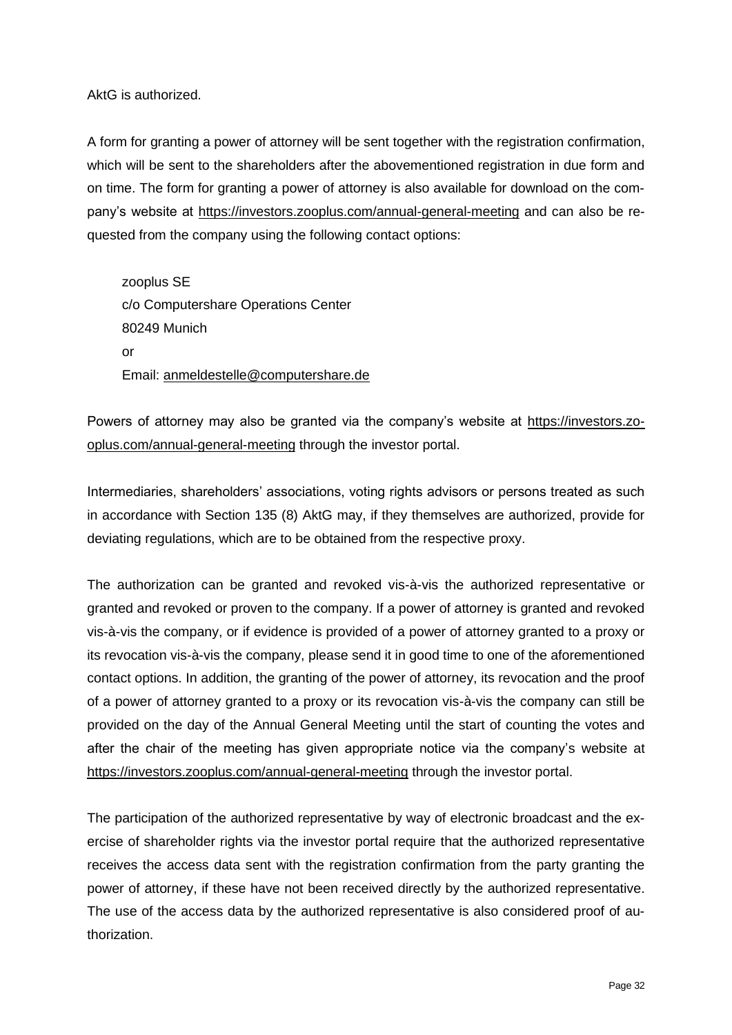AktG is authorized.

A form for granting a power of attorney will be sent together with the registration confirmation, which will be sent to the shareholders after the abovementioned registration in due form and on time. The form for granting a power of attorney is also available for download on the company's website at https://investors.zooplus.com/annual-general-meeting and can also be requested from the company using the following contact options:

zooplus SE  
c/o Computershare Operations Center  
80249 Munich  
or  
Email: anmeldestelle@computershare.de

Powers of attorney may also be granted via the company's website at https://investors.zooplus.com/annual-general-meeting through the investor portal.

Intermediaries, shareholders' associations, voting rights advisors or persons treated as such in accordance with Section 135 (8) AktG may, if they themselves are authorized, provide for deviating regulations, which are to be obtained from the respective proxy.

The authorization can be granted and revoked vis-à-vis the authorized representative or granted and revoked or proven to the company. If a power of attorney is granted and revoked vis-à-vis the company, or if evidence is provided of a power of attorney granted to a proxy or its revocation vis-à-vis the company, please send it in good time to one of the aforementioned contact options. In addition, the granting of the power of attorney, its revocation and the proof of a power of attorney granted to a proxy or its revocation vis-à-vis the company can still be provided on the day of the Annual General Meeting until the start of counting the votes and after the chair of the meeting has given appropriate notice via the company's website at https://investors.zooplus.com/annual-general-meeting through the investor portal.

The participation of the authorized representative by way of electronic broadcast and the exercise of shareholder rights via the investor portal require that the authorized representative receives the access data sent with the registration confirmation from the party granting the power of attorney, if these have not been received directly by the authorized representative. The use of the access data by the authorized representative is also considered proof of authorization.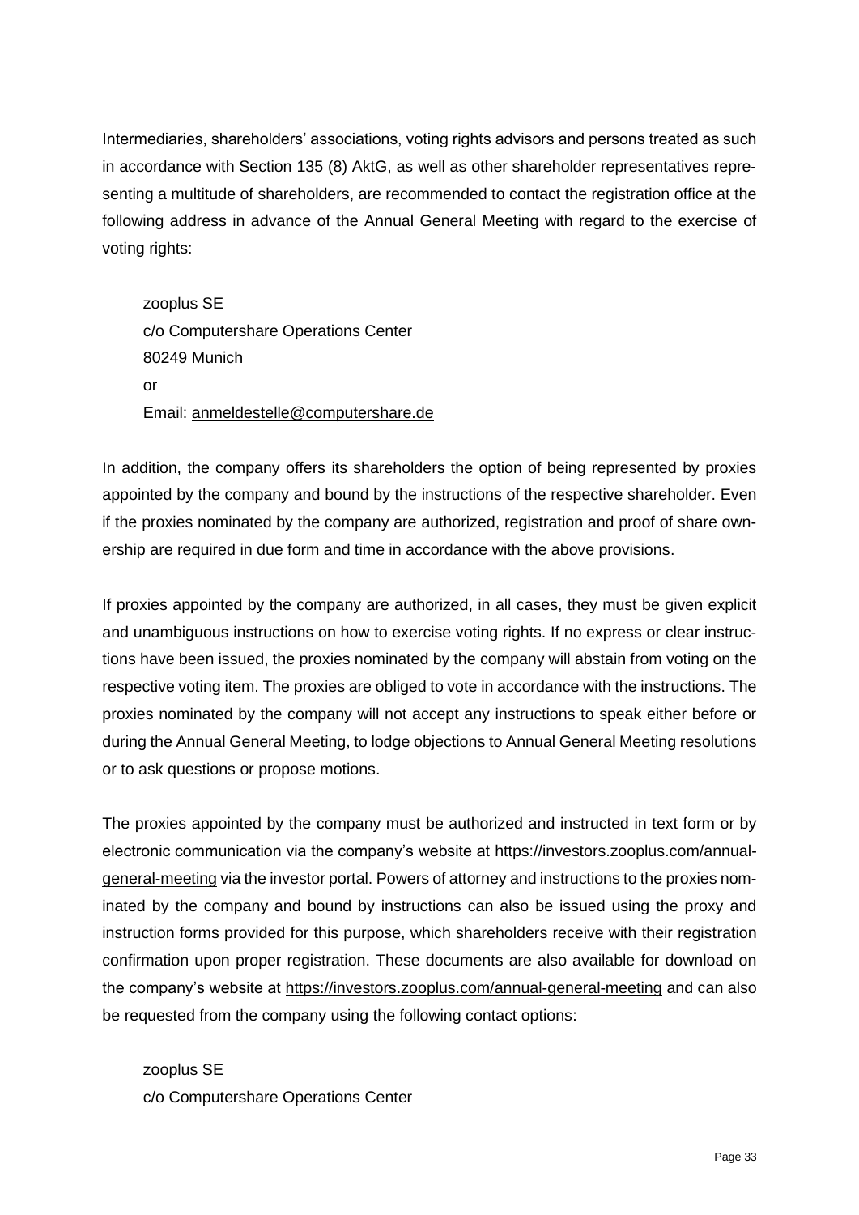Intermediaries, shareholders' associations, voting rights advisors and persons treated as such in accordance with Section 135 (8) AktG, as well as other shareholder representatives representing a multitude of shareholders, are recommended to contact the registration office at the following address in advance of the Annual General Meeting with regard to the exercise of voting rights:

zooplus SE
c/o Computershare Operations Center
80249 Munich
or
Email: anmeldestelle@computershare.de

In addition, the company offers its shareholders the option of being represented by proxies appointed by the company and bound by the instructions of the respective shareholder. Even if the proxies nominated by the company are authorized, registration and proof of share ownership are required in due form and time in accordance with the above provisions.

If proxies appointed by the company are authorized, in all cases, they must be given explicit and unambiguous instructions on how to exercise voting rights. If no express or clear instructions have been issued, the proxies nominated by the company will abstain from voting on the respective voting item. The proxies are obliged to vote in accordance with the instructions. The proxies nominated by the company will not accept any instructions to speak either before or during the Annual General Meeting, to lodge objections to Annual General Meeting resolutions or to ask questions or propose motions.

The proxies appointed by the company must be authorized and instructed in text form or by electronic communication via the company's website at https://investors.zooplus.com/annual-general-meeting via the investor portal. Powers of attorney and instructions to the proxies nominated by the company and bound by instructions can also be issued using the proxy and instruction forms provided for this purpose, which shareholders receive with their registration confirmation upon proper registration. These documents are also available for download on the company's website at https://investors.zooplus.com/annual-general-meeting and can also be requested from the company using the following contact options:

zooplus SE
c/o Computershare Operations Center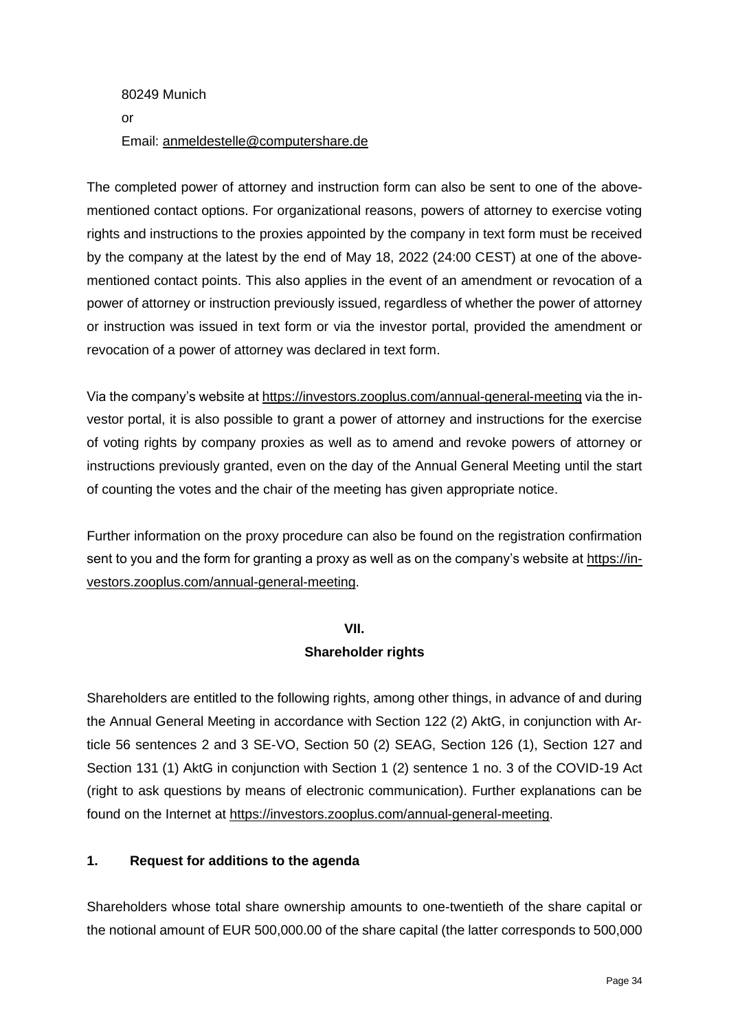80249 Munich

or

Email: anmeldestelle@computershare.de

The completed power of attorney and instruction form can also be sent to one of the above-mentioned contact options. For organizational reasons, powers of attorney to exercise voting rights and instructions to the proxies appointed by the company in text form must be received by the company at the latest by the end of May 18, 2022 (24:00 CEST) at one of the above-mentioned contact points. This also applies in the event of an amendment or revocation of a power of attorney or instruction previously issued, regardless of whether the power of attorney or instruction was issued in text form or via the investor portal, provided the amendment or revocation of a power of attorney was declared in text form.

Via the company's website at https://investors.zooplus.com/annual-general-meeting via the investor portal, it is also possible to grant a power of attorney and instructions for the exercise of voting rights by company proxies as well as to amend and revoke powers of attorney or instructions previously granted, even on the day of the Annual General Meeting until the start of counting the votes and the chair of the meeting has given appropriate notice.

Further information on the proxy procedure can also be found on the registration confirmation sent to you and the form for granting a proxy as well as on the company's website at https://investors.zooplus.com/annual-general-meeting.

## VII.
## Shareholder rights

Shareholders are entitled to the following rights, among other things, in advance of and during the Annual General Meeting in accordance with Section 122 (2) AktG, in conjunction with Article 56 sentences 2 and 3 SE-VO, Section 50 (2) SEAG, Section 126 (1), Section 127 and Section 131 (1) AktG in conjunction with Section 1 (2) sentence 1 no. 3 of the COVID-19 Act (right to ask questions by means of electronic communication). Further explanations can be found on the Internet at https://investors.zooplus.com/annual-general-meeting.

### 1. Request for additions to the agenda

Shareholders whose total share ownership amounts to one-twentieth of the share capital or the notional amount of EUR 500,000.00 of the share capital (the latter corresponds to 500,000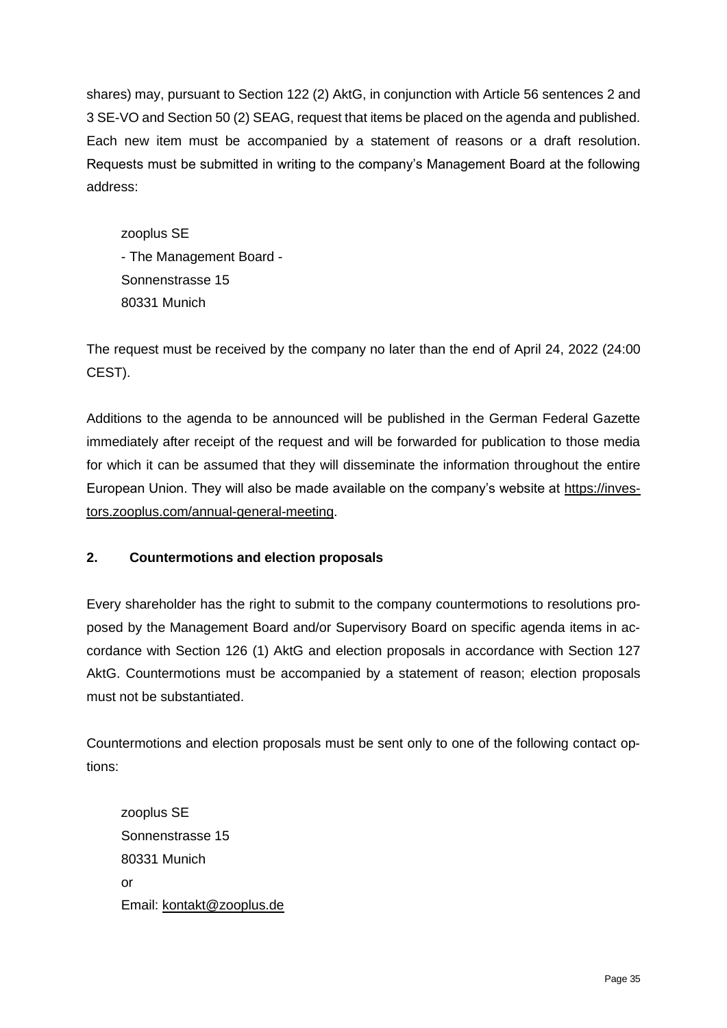shares) may, pursuant to Section 122 (2) AktG, in conjunction with Article 56 sentences 2 and 3 SE-VO and Section 50 (2) SEAG, request that items be placed on the agenda and published. Each new item must be accompanied by a statement of reasons or a draft resolution. Requests must be submitted in writing to the company's Management Board at the following address:

zooplus SE
- The Management Board -
Sonnenstrasse 15
80331 Munich

The request must be received by the company no later than the end of April 24, 2022 (24:00 CEST).

Additions to the agenda to be announced will be published in the German Federal Gazette immediately after receipt of the request and will be forwarded for publication to those media for which it can be assumed that they will disseminate the information throughout the entire European Union. They will also be made available on the company's website at https://investors.zooplus.com/annual-general-meeting.

## 2. Countermotions and election proposals

Every shareholder has the right to submit to the company countermotions to resolutions proposed by the Management Board and/or Supervisory Board on specific agenda items in accordance with Section 126 (1) AktG and election proposals in accordance with Section 127 AktG. Countermotions must be accompanied by a statement of reason; election proposals must not be substantiated.

Countermotions and election proposals must be sent only to one of the following contact options:

zooplus SE
Sonnenstrasse 15
80331 Munich
or
Email: kontakt@zooplus.de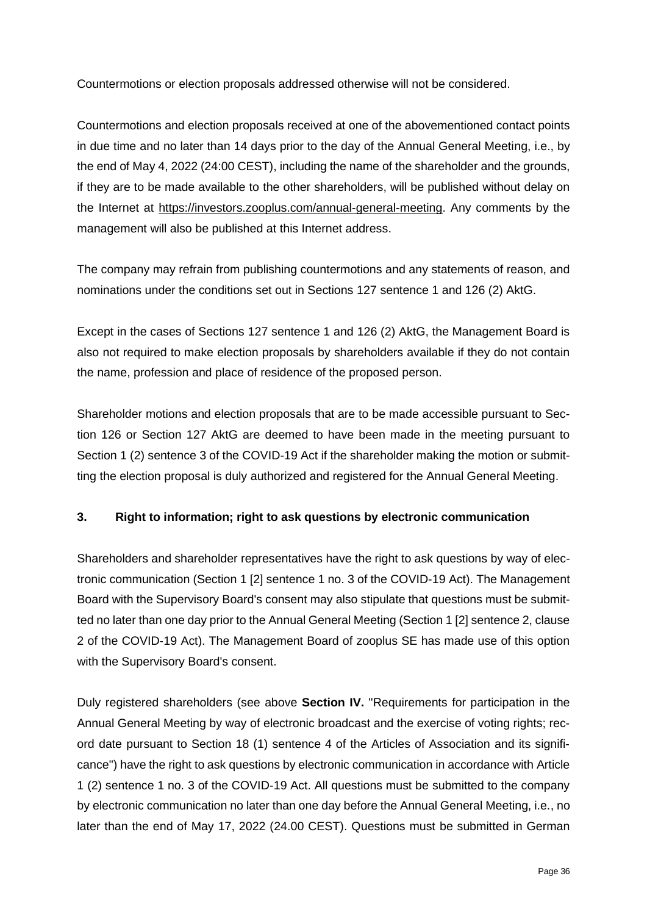Countermotions or election proposals addressed otherwise will not be considered.

Countermotions and election proposals received at one of the abovementioned contact points in due time and no later than 14 days prior to the day of the Annual General Meeting, i.e., by the end of May 4, 2022 (24:00 CEST), including the name of the shareholder and the grounds, if they are to be made available to the other shareholders, will be published without delay on the Internet at https://investors.zooplus.com/annual-general-meeting. Any comments by the management will also be published at this Internet address.

The company may refrain from publishing countermotions and any statements of reason, and nominations under the conditions set out in Sections 127 sentence 1 and 126 (2) AktG.

Except in the cases of Sections 127 sentence 1 and 126 (2) AktG, the Management Board is also not required to make election proposals by shareholders available if they do not contain the name, profession and place of residence of the proposed person.

Shareholder motions and election proposals that are to be made accessible pursuant to Section 126 or Section 127 AktG are deemed to have been made in the meeting pursuant to Section 1 (2) sentence 3 of the COVID-19 Act if the shareholder making the motion or submitting the election proposal is duly authorized and registered for the Annual General Meeting.

### 3. Right to information; right to ask questions by electronic communication

Shareholders and shareholder representatives have the right to ask questions by way of electronic communication (Section 1 [2] sentence 1 no. 3 of the COVID-19 Act). The Management Board with the Supervisory Board's consent may also stipulate that questions must be submitted no later than one day prior to the Annual General Meeting (Section 1 [2] sentence 2, clause 2 of the COVID-19 Act). The Management Board of zooplus SE has made use of this option with the Supervisory Board's consent.

Duly registered shareholders (see above **Section IV.** "Requirements for participation in the Annual General Meeting by way of electronic broadcast and the exercise of voting rights; record date pursuant to Section 18 (1) sentence 4 of the Articles of Association and its significance") have the right to ask questions by electronic communication in accordance with Article 1 (2) sentence 1 no. 3 of the COVID-19 Act. All questions must be submitted to the company by electronic communication no later than one day before the Annual General Meeting, i.e., no later than the end of May 17, 2022 (24.00 CEST). Questions must be submitted in German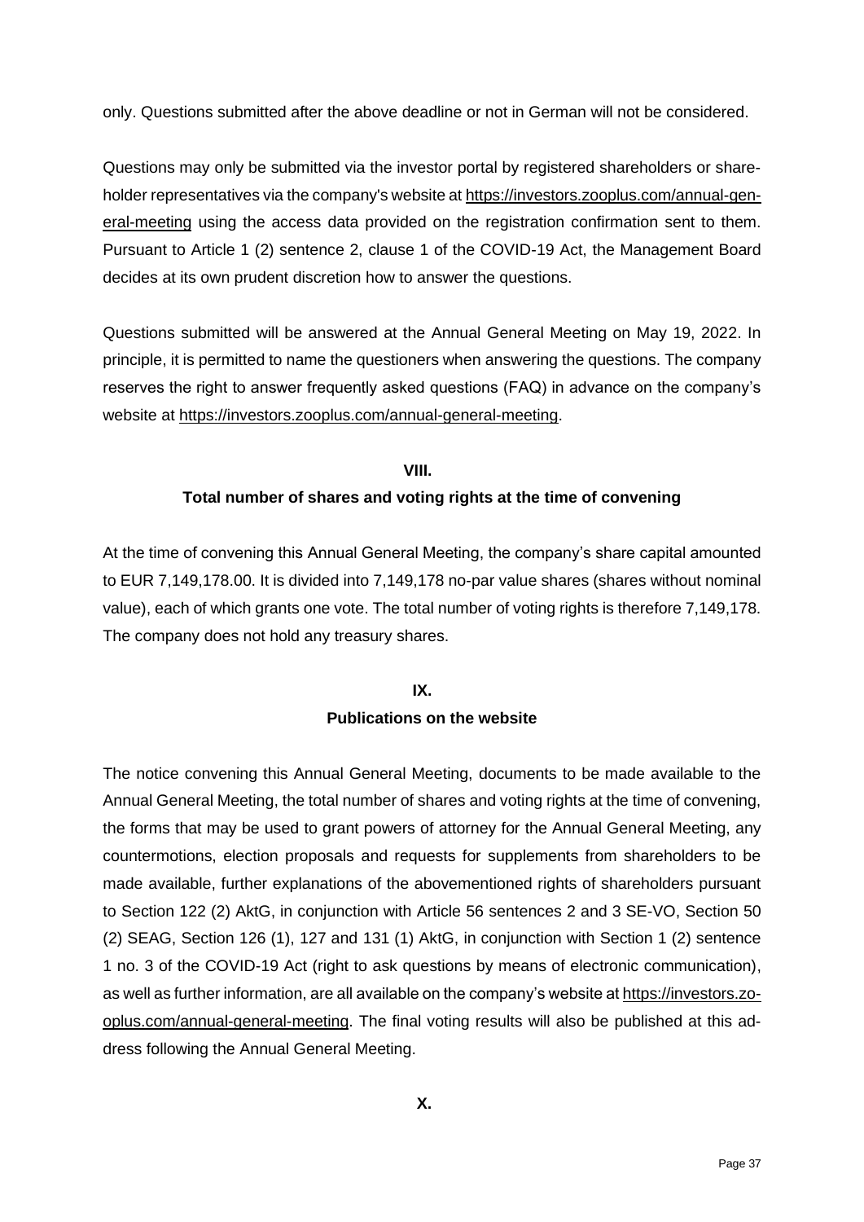only. Questions submitted after the above deadline or not in German will not be considered.

Questions may only be submitted via the investor portal by registered shareholders or shareholder representatives via the company's website at https://investors.zooplus.com/annual-general-meeting using the access data provided on the registration confirmation sent to them. Pursuant to Article 1 (2) sentence 2, clause 1 of the COVID-19 Act, the Management Board decides at its own prudent discretion how to answer the questions.

Questions submitted will be answered at the Annual General Meeting on May 19, 2022. In principle, it is permitted to name the questioners when answering the questions. The company reserves the right to answer frequently asked questions (FAQ) in advance on the company's website at https://investors.zooplus.com/annual-general-meeting.

## VIII.
## Total number of shares and voting rights at the time of convening

At the time of convening this Annual General Meeting, the company's share capital amounted to EUR 7,149,178.00. It is divided into 7,149,178 no-par value shares (shares without nominal value), each of which grants one vote. The total number of voting rights is therefore 7,149,178. The company does not hold any treasury shares.

## IX.
## Publications on the website

The notice convening this Annual General Meeting, documents to be made available to the Annual General Meeting, the total number of shares and voting rights at the time of convening, the forms that may be used to grant powers of attorney for the Annual General Meeting, any countermotions, election proposals and requests for supplements from shareholders to be made available, further explanations of the abovementioned rights of shareholders pursuant to Section 122 (2) AktG, in conjunction with Article 56 sentences 2 and 3 SE-VO, Section 50 (2) SEAG, Section 126 (1), 127 and 131 (1) AktG, in conjunction with Section 1 (2) sentence 1 no. 3 of the COVID-19 Act (right to ask questions by means of electronic communication), as well as further information, are all available on the company's website at https://investors.zooplus.com/annual-general-meeting. The final voting results will also be published at this address following the Annual General Meeting.

## X.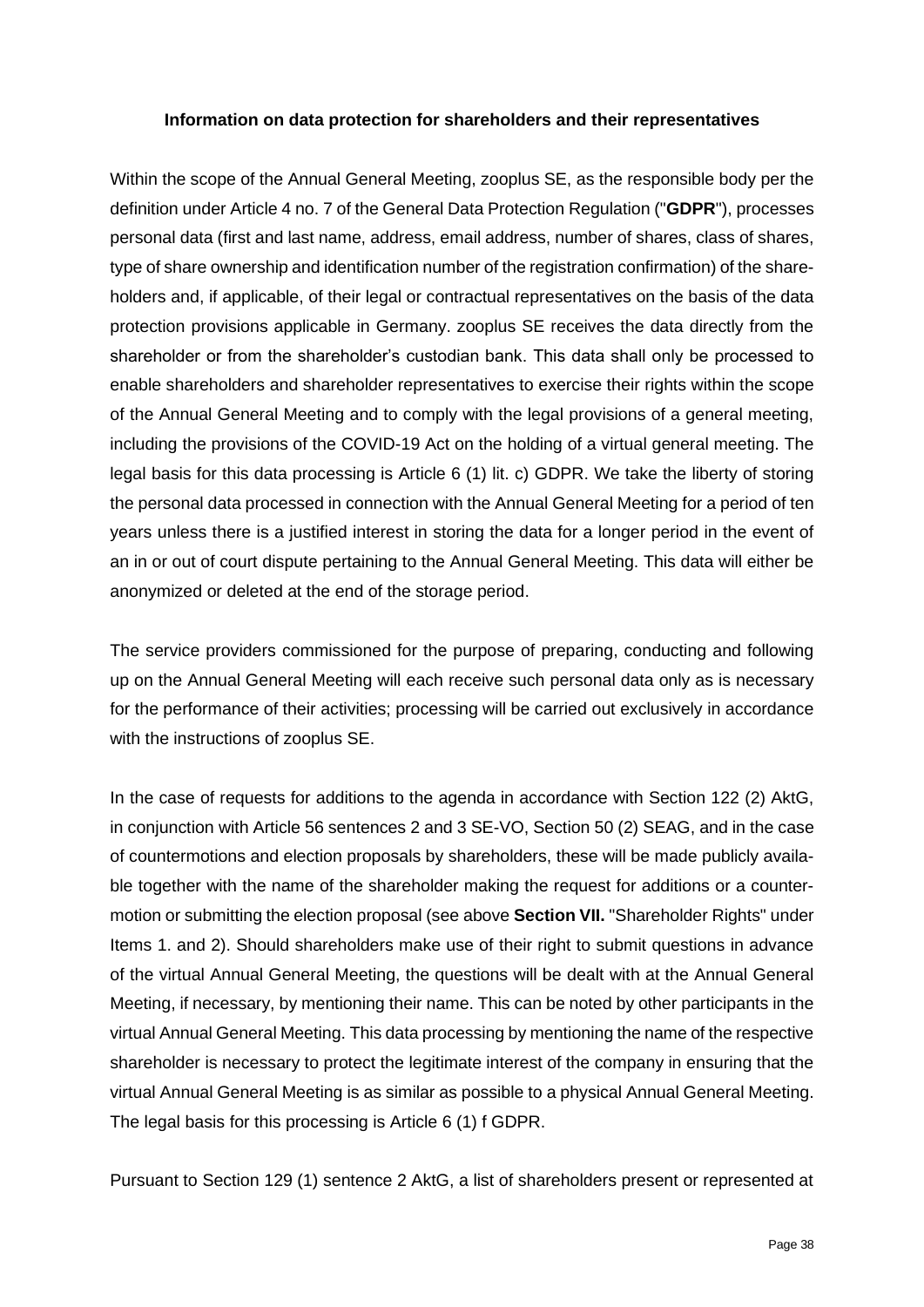**Information on data protection for shareholders and their representatives**

Within the scope of the Annual General Meeting, zooplus SE, as the responsible body per the definition under Article 4 no. 7 of the General Data Protection Regulation ("**GDPR**"), processes personal data (first and last name, address, email address, number of shares, class of shares, type of share ownership and identification number of the registration confirmation) of the shareholders and, if applicable, of their legal or contractual representatives on the basis of the data protection provisions applicable in Germany. zooplus SE receives the data directly from the shareholder or from the shareholder's custodian bank. This data shall only be processed to enable shareholders and shareholder representatives to exercise their rights within the scope of the Annual General Meeting and to comply with the legal provisions of a general meeting, including the provisions of the COVID-19 Act on the holding of a virtual general meeting. The legal basis for this data processing is Article 6 (1) lit. c) GDPR. We take the liberty of storing the personal data processed in connection with the Annual General Meeting for a period of ten years unless there is a justified interest in storing the data for a longer period in the event of an in or out of court dispute pertaining to the Annual General Meeting. This data will either be anonymized or deleted at the end of the storage period.

The service providers commissioned for the purpose of preparing, conducting and following up on the Annual General Meeting will each receive such personal data only as is necessary for the performance of their activities; processing will be carried out exclusively in accordance with the instructions of zooplus SE.

In the case of requests for additions to the agenda in accordance with Section 122 (2) AktG, in conjunction with Article 56 sentences 2 and 3 SE-VO, Section 50 (2) SEAG, and in the case of countermotions and election proposals by shareholders, these will be made publicly available together with the name of the shareholder making the request for additions or a countermotion or submitting the election proposal (see above **Section VII.** "Shareholder Rights" under Items 1. and 2). Should shareholders make use of their right to submit questions in advance of the virtual Annual General Meeting, the questions will be dealt with at the Annual General Meeting, if necessary, by mentioning their name. This can be noted by other participants in the virtual Annual General Meeting. This data processing by mentioning the name of the respective shareholder is necessary to protect the legitimate interest of the company in ensuring that the virtual Annual General Meeting is as similar as possible to a physical Annual General Meeting. The legal basis for this processing is Article 6 (1) f GDPR.

Pursuant to Section 129 (1) sentence 2 AktG, a list of shareholders present or represented at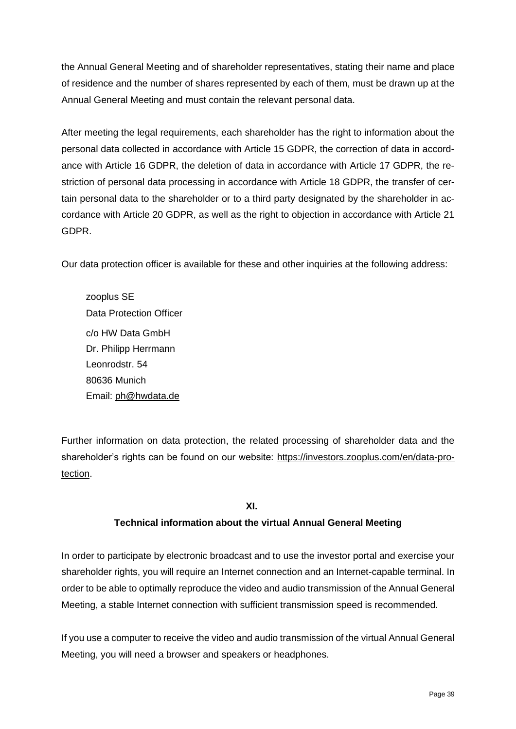the Annual General Meeting and of shareholder representatives, stating their name and place of residence and the number of shares represented by each of them, must be drawn up at the Annual General Meeting and must contain the relevant personal data.

After meeting the legal requirements, each shareholder has the right to information about the personal data collected in accordance with Article 15 GDPR, the correction of data in accordance with Article 16 GDPR, the deletion of data in accordance with Article 17 GDPR, the restriction of personal data processing in accordance with Article 18 GDPR, the transfer of certain personal data to the shareholder or to a third party designated by the shareholder in accordance with Article 20 GDPR, as well as the right to objection in accordance with Article 21 GDPR.

Our data protection officer is available for these and other inquiries at the following address:

zooplus SE
Data Protection Officer
c/o HW Data GmbH
Dr. Philipp Herrmann
Leonrodstr. 54
80636 Munich
Email: ph@hwdata.de

Further information on data protection, the related processing of shareholder data and the shareholder's rights can be found on our website: https://investors.zooplus.com/en/data-protection.

## XI.
## Technical information about the virtual Annual General Meeting

In order to participate by electronic broadcast and to use the investor portal and exercise your shareholder rights, you will require an Internet connection and an Internet-capable terminal. In order to be able to optimally reproduce the video and audio transmission of the Annual General Meeting, a stable Internet connection with sufficient transmission speed is recommended.

If you use a computer to receive the video and audio transmission of the virtual Annual General Meeting, you will need a browser and speakers or headphones.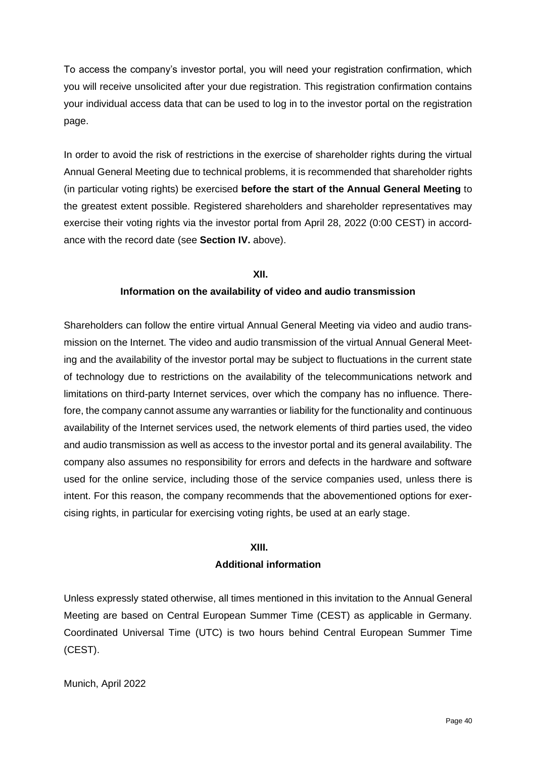To access the company's investor portal, you will need your registration confirmation, which you will receive unsolicited after your due registration. This registration confirmation contains your individual access data that can be used to log in to the investor portal on the registration page.

In order to avoid the risk of restrictions in the exercise of shareholder rights during the virtual Annual General Meeting due to technical problems, it is recommended that shareholder rights (in particular voting rights) be exercised **before the start of the Annual General Meeting** to the greatest extent possible. Registered shareholders and shareholder representatives may exercise their voting rights via the investor portal from April 28, 2022 (0:00 CEST) in accordance with the record date (see **Section IV.** above).

## XII.
## Information on the availability of video and audio transmission

Shareholders can follow the entire virtual Annual General Meeting via video and audio transmission on the Internet. The video and audio transmission of the virtual Annual General Meeting and the availability of the investor portal may be subject to fluctuations in the current state of technology due to restrictions on the availability of the telecommunications network and limitations on third-party Internet services, over which the company has no influence. Therefore, the company cannot assume any warranties or liability for the functionality and continuous availability of the Internet services used, the network elements of third parties used, the video and audio transmission as well as access to the investor portal and its general availability. The company also assumes no responsibility for errors and defects in the hardware and software used for the online service, including those of the service companies used, unless there is intent. For this reason, the company recommends that the abovementioned options for exercising rights, in particular for exercising voting rights, be used at an early stage.

## XIII.
## Additional information

Unless expressly stated otherwise, all times mentioned in this invitation to the Annual General Meeting are based on Central European Summer Time (CEST) as applicable in Germany. Coordinated Universal Time (UTC) is two hours behind Central European Summer Time (CEST).

Munich, April 2022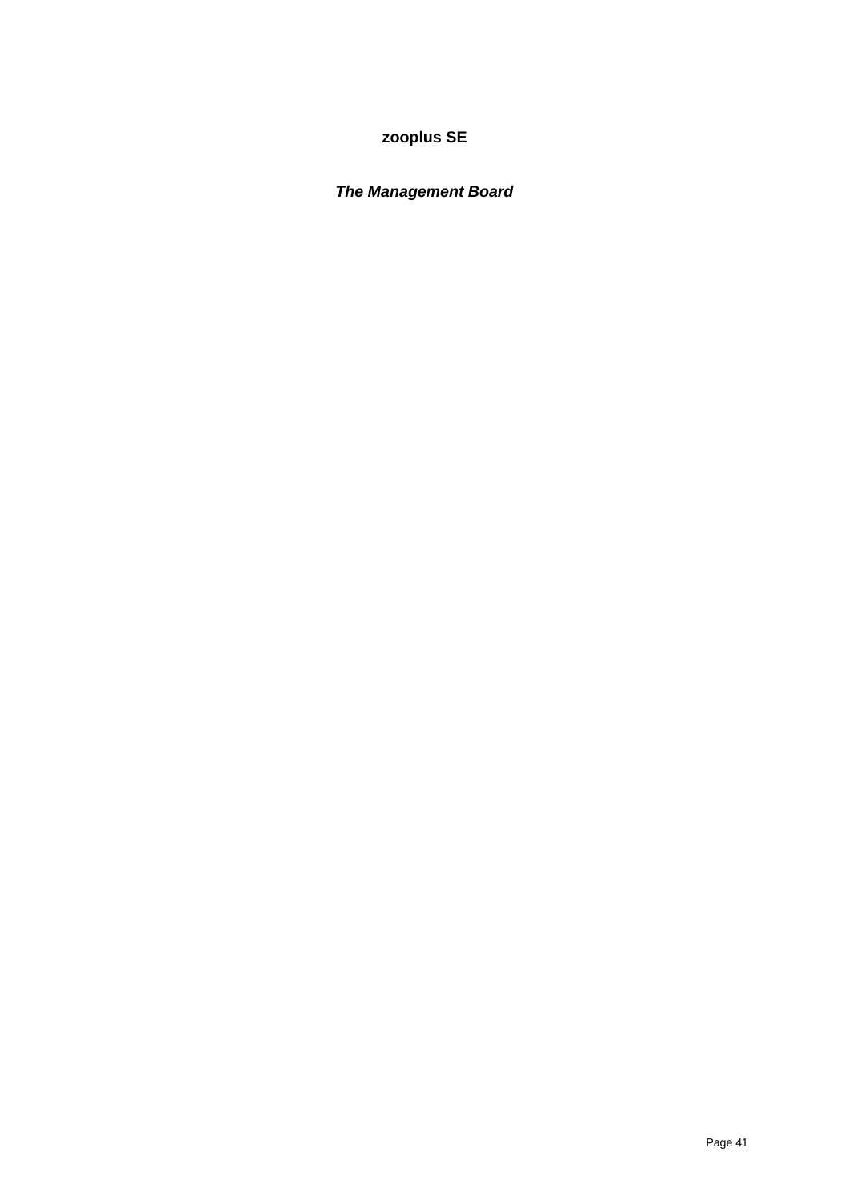**zooplus SE**

***The Management Board***